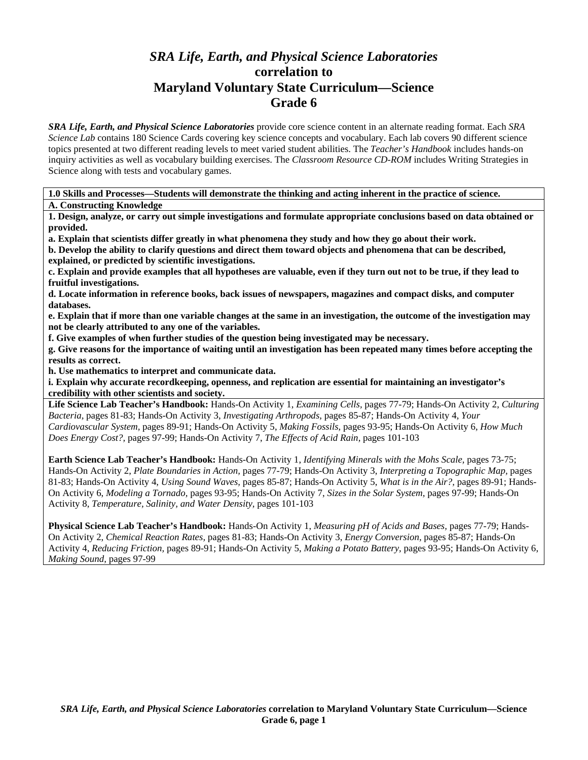# *SRA Life, Earth, and Physical Science Laboratories* correlation to Maryland Voluntary State Curriculum—Science Grade 6

***SRA Life, Earth, and Physical Science Laboratories*** provide core science content in an alternate reading format. Each *SRA Science Lab* contains 180 Science Cards covering key science concepts and vocabulary. Each lab covers 90 different science topics presented at two different reading levels to meet varied student abilities. The *Teacher's Handbook* includes hands-on inquiry activities as well as vocabulary building exercises. The *Classroom Resource CD-ROM* includes Writing Strategies in Science along with tests and vocabulary games.

**1.0 Skills and Processes—Students will demonstrate the thinking and acting inherent in the practice of science.**

**A. Constructing Knowledge**

**1. Design, analyze, or carry out simple investigations and formulate appropriate conclusions based on data obtained or provided.**

**a. Explain that scientists differ greatly in what phenomena they study and how they go about their work.**

**b. Develop the ability to clarify questions and direct them toward objects and phenomena that can be described, explained, or predicted by scientific investigations.**

**c. Explain and provide examples that all hypotheses are valuable, even if they turn out not to be true, if they lead to fruitful investigations.**

**d. Locate information in reference books, back issues of newspapers, magazines and compact disks, and computer databases.**

**e. Explain that if more than one variable changes at the same in an investigation, the outcome of the investigation may not be clearly attributed to any one of the variables.**

**f. Give examples of when further studies of the question being investigated may be necessary.**

**g. Give reasons for the importance of waiting until an investigation has been repeated many times before accepting the results as correct.**

**h. Use mathematics to interpret and communicate data.**

**i. Explain why accurate recordkeeping, openness, and replication are essential for maintaining an investigator's credibility with other scientists and society.**

**Life Science Lab Teacher's Handbook:** Hands-On Activity 1, *Examining Cells,* pages 77-79; Hands-On Activity 2, *Culturing Bacteria,* pages 81-83; Hands-On Activity 3, *Investigating Arthropods,* pages 85-87; Hands-On Activity 4, *Your Cardiovascular System,* pages 89-91; Hands-On Activity 5, *Making Fossils,* pages 93-95; Hands-On Activity 6, *How Much Does Energy Cost?,* pages 97-99; Hands-On Activity 7, *The Effects of Acid Rain,* pages 101-103

**Earth Science Lab Teacher's Handbook:** Hands-On Activity 1, *Identifying Minerals with the Mohs Scale,* pages 73-75; Hands-On Activity 2, *Plate Boundaries in Action,* pages 77-79; Hands-On Activity 3, *Interpreting a Topographic Map,* pages 81-83; Hands-On Activity 4, *Using Sound Waves,* pages 85-87; Hands-On Activity 5, *What is in the Air?,* pages 89-91; Hands-On Activity 6, *Modeling a Tornado,* pages 93-95; Hands-On Activity 7, *Sizes in the Solar System,* pages 97-99; Hands-On Activity 8, *Temperature, Salinity, and Water Density,* pages 101-103

**Physical Science Lab Teacher's Handbook:** Hands-On Activity 1, *Measuring pH of Acids and Bases,* pages 77-79; Hands-On Activity 2, *Chemical Reaction Rates,* pages 81-83; Hands-On Activity 3, *Energy Conversion,* pages 85-87; Hands-On Activity 4, *Reducing Friction,* pages 89-91; Hands-On Activity 5, *Making a Potato Battery,* pages 93-95; Hands-On Activity 6, *Making Sound,* pages 97-99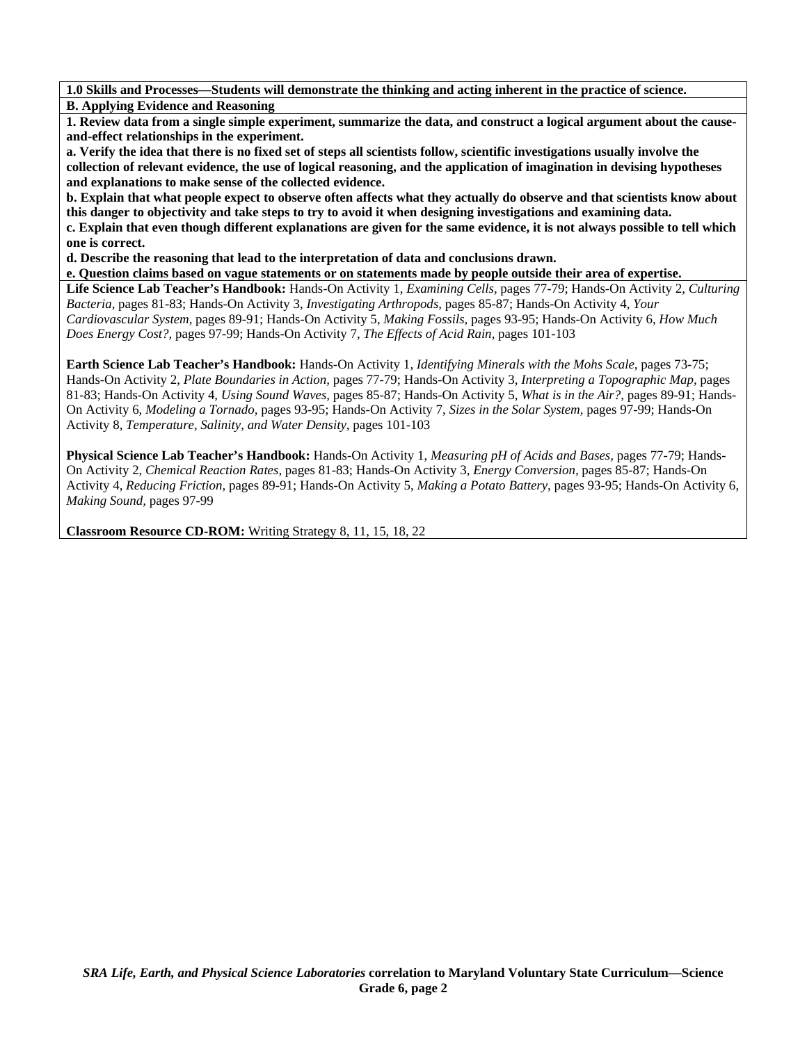**1.0 Skills and Processes—Students will demonstrate the thinking and acting inherent in the practice of science.**

**B. Applying Evidence and Reasoning**

**1. Review data from a single simple experiment, summarize the data, and construct a logical argument about the cause-and-effect relationships in the experiment.**

**a. Verify the idea that there is no fixed set of steps all scientists follow, scientific investigations usually involve the collection of relevant evidence, the use of logical reasoning, and the application of imagination in devising hypotheses and explanations to make sense of the collected evidence.**

**b. Explain that what people expect to observe often affects what they actually do observe and that scientists know about this danger to objectivity and take steps to try to avoid it when designing investigations and examining data.**

**c. Explain that even though different explanations are given for the same evidence, it is not always possible to tell which one is correct.**

**d. Describe the reasoning that lead to the interpretation of data and conclusions drawn.**

**e. Question claims based on vague statements or on statements made by people outside their area of expertise.**

**Life Science Lab Teacher's Handbook:** Hands-On Activity 1, *Examining Cells,* pages 77-79; Hands-On Activity 2, *Culturing Bacteria,* pages 81-83; Hands-On Activity 3, *Investigating Arthropods,* pages 85-87; Hands-On Activity 4, *Your Cardiovascular System,* pages 89-91; Hands-On Activity 5, *Making Fossils,* pages 93-95; Hands-On Activity 6, *How Much Does Energy Cost?,* pages 97-99; Hands-On Activity 7, *The Effects of Acid Rain,* pages 101-103

**Earth Science Lab Teacher's Handbook:** Hands-On Activity 1, *Identifying Minerals with the Mohs Scale,* pages 73-75; Hands-On Activity 2, *Plate Boundaries in Action,* pages 77-79; Hands-On Activity 3, *Interpreting a Topographic Map,* pages 81-83; Hands-On Activity 4, *Using Sound Waves,* pages 85-87; Hands-On Activity 5, *What is in the Air?,* pages 89-91; Hands-On Activity 6, *Modeling a Tornado,* pages 93-95; Hands-On Activity 7, *Sizes in the Solar System,* pages 97-99; Hands-On Activity 8, *Temperature, Salinity, and Water Density,* pages 101-103

**Physical Science Lab Teacher's Handbook:** Hands-On Activity 1, *Measuring pH of Acids and Bases,* pages 77-79; Hands-On Activity 2, *Chemical Reaction Rates,* pages 81-83; Hands-On Activity 3, *Energy Conversion,* pages 85-87; Hands-On Activity 4, *Reducing Friction,* pages 89-91; Hands-On Activity 5, *Making a Potato Battery,* pages 93-95; Hands-On Activity 6, *Making Sound,* pages 97-99

**Classroom Resource CD-ROM:** Writing Strategy 8, 11, 15, 18, 22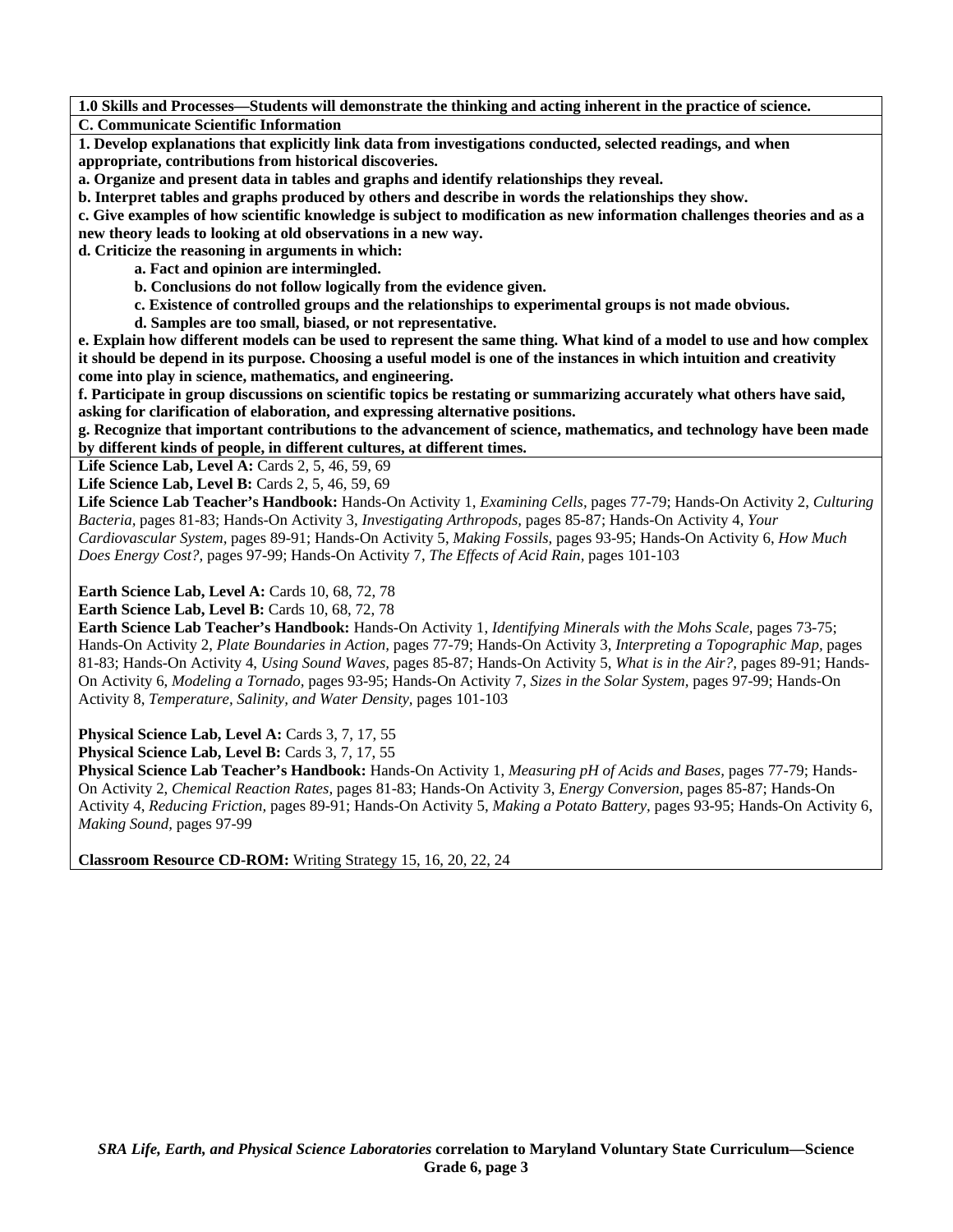**1.0 Skills and Processes—Students will demonstrate the thinking and acting inherent in the practice of science.**

**C. Communicate Scientific Information**

**1. Develop explanations that explicitly link data from investigations conducted, selected readings, and when appropriate, contributions from historical discoveries.**

**a. Organize and present data in tables and graphs and identify relationships they reveal.**

**b. Interpret tables and graphs produced by others and describe in words the relationships they show.**

**c. Give examples of how scientific knowledge is subject to modification as new information challenges theories and as a new theory leads to looking at old observations in a new way.**

**d. Criticize the reasoning in arguments in which:**

- **a. Fact and opinion are intermingled.**
- **b. Conclusions do not follow logically from the evidence given.**
- **c. Existence of controlled groups and the relationships to experimental groups is not made obvious.**
- **d. Samples are too small, biased, or not representative.**

**e. Explain how different models can be used to represent the same thing. What kind of a model to use and how complex it should be depend in its purpose. Choosing a useful model is one of the instances in which intuition and creativity come into play in science, mathematics, and engineering.**

**f. Participate in group discussions on scientific topics be restating or summarizing accurately what others have said, asking for clarification of elaboration, and expressing alternative positions.**

**g. Recognize that important contributions to the advancement of science, mathematics, and technology have been made by different kinds of people, in different cultures, at different times.**

**Life Science Lab, Level A:** Cards 2, 5, 46, 59, 69

**Life Science Lab, Level B:** Cards 2, 5, 46, 59, 69

**Life Science Lab Teacher's Handbook:** Hands-On Activity 1, *Examining Cells,* pages 77-79; Hands-On Activity 2, *Culturing Bacteria,* pages 81-83; Hands-On Activity 3, *Investigating Arthropods,* pages 85-87; Hands-On Activity 4, *Your Cardiovascular System,* pages 89-91; Hands-On Activity 5, *Making Fossils,* pages 93-95; Hands-On Activity 6, *How Much Does Energy Cost?,* pages 97-99; Hands-On Activity 7, *The Effects of Acid Rain,* pages 101-103

**Earth Science Lab, Level A:** Cards 10, 68, 72, 78

**Earth Science Lab, Level B:** Cards 10, 68, 72, 78

**Earth Science Lab Teacher's Handbook:** Hands-On Activity 1, *Identifying Minerals with the Mohs Scale,* pages 73-75; Hands-On Activity 2, *Plate Boundaries in Action,* pages 77-79; Hands-On Activity 3, *Interpreting a Topographic Map,* pages 81-83; Hands-On Activity 4, *Using Sound Waves,* pages 85-87; Hands-On Activity 5, *What is in the Air?,* pages 89-91; Hands-On Activity 6, *Modeling a Tornado,* pages 93-95; Hands-On Activity 7, *Sizes in the Solar System,* pages 97-99; Hands-On Activity 8, *Temperature, Salinity, and Water Density,* pages 101-103

**Physical Science Lab, Level A:** Cards 3, 7, 17, 55

**Physical Science Lab, Level B:** Cards 3, 7, 17, 55

**Physical Science Lab Teacher's Handbook:** Hands-On Activity 1, *Measuring pH of Acids and Bases,* pages 77-79; Hands-On Activity 2, *Chemical Reaction Rates,* pages 81-83; Hands-On Activity 3, *Energy Conversion,* pages 85-87; Hands-On Activity 4, *Reducing Friction,* pages 89-91; Hands-On Activity 5, *Making a Potato Battery,* pages 93-95; Hands-On Activity 6, *Making Sound,* pages 97-99

**Classroom Resource CD-ROM:** Writing Strategy 15, 16, 20, 22, 24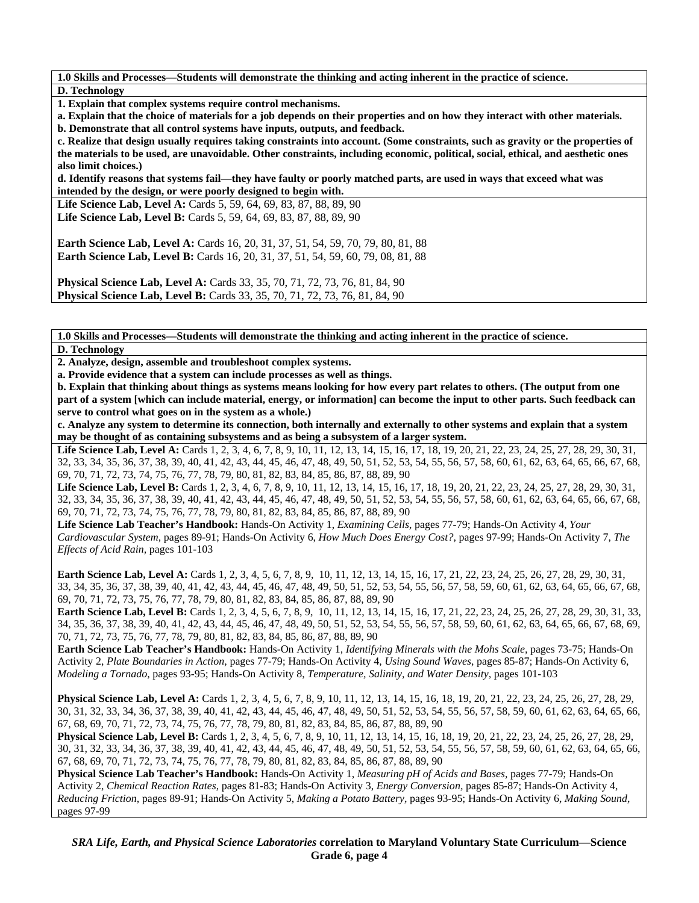**1.0 Skills and Processes—Students will demonstrate the thinking and acting inherent in the practice of science.**

**D. Technology**

**1. Explain that complex systems require control mechanisms.**

**a. Explain that the choice of materials for a job depends on their properties and on how they interact with other materials.**

**b. Demonstrate that all control systems have inputs, outputs, and feedback.**

**c. Realize that design usually requires taking constraints into account. (Some constraints, such as gravity or the properties of the materials to be used, are unavoidable. Other constraints, including economic, political, social, ethical, and aesthetic ones also limit choices.)**

**d. Identify reasons that systems fail—they have faulty or poorly matched parts, are used in ways that exceed what was intended by the design, or were poorly designed to begin with.**

**Life Science Lab, Level A:** Cards 5, 59, 64, 69, 83, 87, 88, 89, 90
**Life Science Lab, Level B:** Cards 5, 59, 64, 69, 83, 87, 88, 89, 90

**Earth Science Lab, Level A:** Cards 16, 20, 31, 37, 51, 54, 59, 70, 79, 80, 81, 88
**Earth Science Lab, Level B:** Cards 16, 20, 31, 37, 51, 54, 59, 60, 79, 08, 81, 88

**Physical Science Lab, Level A:** Cards 33, 35, 70, 71, 72, 73, 76, 81, 84, 90
**Physical Science Lab, Level B:** Cards 33, 35, 70, 71, 72, 73, 76, 81, 84, 90

**1.0 Skills and Processes—Students will demonstrate the thinking and acting inherent in the practice of science.**

**D. Technology**

**2. Analyze, design, assemble and troubleshoot complex systems.**

**a. Provide evidence that a system can include processes as well as things.**

**b. Explain that thinking about things as systems means looking for how every part relates to others. (The output from one part of a system [which can include material, energy, or information] can become the input to other parts. Such feedback can serve to control what goes on in the system as a whole.)**

**c. Analyze any system to determine its connection, both internally and externally to other systems and explain that a system may be thought of as containing subsystems and as being a subsystem of a larger system.**

**Life Science Lab, Level A:** Cards 1, 2, 3, 4, 6, 7, 8, 9, 10, 11, 12, 13, 14, 15, 16, 17, 18, 19, 20, 21, 22, 23, 24, 25, 27, 28, 29, 30, 31, 32, 33, 34, 35, 36, 37, 38, 39, 40, 41, 42, 43, 44, 45, 46, 47, 48, 49, 50, 51, 52, 53, 54, 55, 56, 57, 58, 60, 61, 62, 63, 64, 65, 66, 67, 68, 69, 70, 71, 72, 73, 74, 75, 76, 77, 78, 79, 80, 81, 82, 83, 84, 85, 86, 87, 88, 89, 90
**Life Science Lab, Level B:** Cards 1, 2, 3, 4, 6, 7, 8, 9, 10, 11, 12, 13, 14, 15, 16, 17, 18, 19, 20, 21, 22, 23, 24, 25, 27, 28, 29, 30, 31, 32, 33, 34, 35, 36, 37, 38, 39, 40, 41, 42, 43, 44, 45, 46, 47, 48, 49, 50, 51, 52, 53, 54, 55, 56, 57, 58, 60, 61, 62, 63, 64, 65, 66, 67, 68, 69, 70, 71, 72, 73, 74, 75, 76, 77, 78, 79, 80, 81, 82, 83, 84, 85, 86, 87, 88, 89, 90
**Life Science Lab Teacher's Handbook:** Hands-On Activity 1, *Examining Cells,* pages 77-79; Hands-On Activity 4, *Your Cardiovascular System,* pages 89-91; Hands-On Activity 6, *How Much Does Energy Cost?,* pages 97-99; Hands-On Activity 7, *The Effects of Acid Rain,* pages 101-103

**Earth Science Lab, Level A:** Cards 1, 2, 3, 4, 5, 6, 7, 8, 9, 10, 11, 12, 13, 14, 15, 16, 17, 21, 22, 23, 24, 25, 26, 27, 28, 29, 30, 31, 33, 34, 35, 36, 37, 38, 39, 40, 41, 42, 43, 44, 45, 46, 47, 48, 49, 50, 51, 52, 53, 54, 55, 56, 57, 58, 59, 60, 61, 62, 63, 64, 65, 66, 67, 68, 69, 70, 71, 72, 73, 75, 76, 77, 78, 79, 80, 81, 82, 83, 84, 85, 86, 87, 88, 89, 90
**Earth Science Lab, Level B:** Cards 1, 2, 3, 4, 5, 6, 7, 8, 9, 10, 11, 12, 13, 14, 15, 16, 17, 21, 22, 23, 24, 25, 26, 27, 28, 29, 30, 31, 33, 34, 35, 36, 37, 38, 39, 40, 41, 42, 43, 44, 45, 46, 47, 48, 49, 50, 51, 52, 53, 54, 55, 56, 57, 58, 59, 60, 61, 62, 63, 64, 65, 66, 67, 68, 69, 70, 71, 72, 73, 75, 76, 77, 78, 79, 80, 81, 82, 83, 84, 85, 86, 87, 88, 89, 90
**Earth Science Lab Teacher's Handbook:** Hands-On Activity 1, *Identifying Minerals with the Mohs Scale,* pages 73-75; Hands-On Activity 2, *Plate Boundaries in Action,* pages 77-79; Hands-On Activity 4, *Using Sound Waves,* pages 85-87; Hands-On Activity 6, *Modeling a Tornado,* pages 93-95; Hands-On Activity 8, *Temperature, Salinity, and Water Density,* pages 101-103

**Physical Science Lab, Level A:** Cards 1, 2, 3, 4, 5, 6, 7, 8, 9, 10, 11, 12, 13, 14, 15, 16, 18, 19, 20, 21, 22, 23, 24, 25, 26, 27, 28, 29, 30, 31, 32, 33, 34, 36, 37, 38, 39, 40, 41, 42, 43, 44, 45, 46, 47, 48, 49, 50, 51, 52, 53, 54, 55, 56, 57, 58, 59, 60, 61, 62, 63, 64, 65, 66, 67, 68, 69, 70, 71, 72, 73, 74, 75, 76, 77, 78, 79, 80, 81, 82, 83, 84, 85, 86, 87, 88, 89, 90
**Physical Science Lab, Level B:** Cards 1, 2, 3, 4, 5, 6, 7, 8, 9, 10, 11, 12, 13, 14, 15, 16, 18, 19, 20, 21, 22, 23, 24, 25, 26, 27, 28, 29, 30, 31, 32, 33, 34, 36, 37, 38, 39, 40, 41, 42, 43, 44, 45, 46, 47, 48, 49, 50, 51, 52, 53, 54, 55, 56, 57, 58, 59, 60, 61, 62, 63, 64, 65, 66, 67, 68, 69, 70, 71, 72, 73, 74, 75, 76, 77, 78, 79, 80, 81, 82, 83, 84, 85, 86, 87, 88, 89, 90
**Physical Science Lab Teacher's Handbook:** Hands-On Activity 1, *Measuring pH of Acids and Bases,* pages 77-79; Hands-On Activity 2, *Chemical Reaction Rates,* pages 81-83; Hands-On Activity 3, *Energy Conversion,* pages 85-87; Hands-On Activity 4, *Reducing Friction,* pages 89-91; Hands-On Activity 5, *Making a Potato Battery,* pages 93-95; Hands-On Activity 6, *Making Sound,* pages 97-99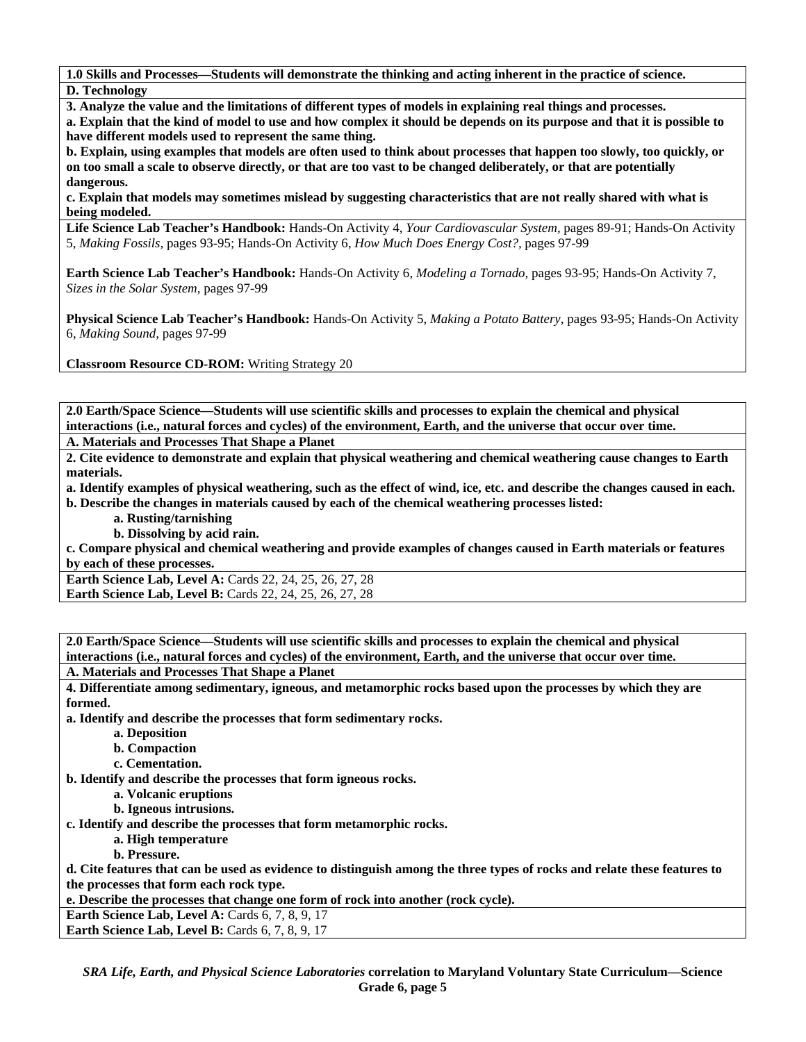**1.0 Skills and Processes—Students will demonstrate the thinking and acting inherent in the practice of science.**

**D. Technology**

**3. Analyze the value and the limitations of different types of models in explaining real things and processes.**

**a. Explain that the kind of model to use and how complex it should be depends on its purpose and that it is possible to have different models used to represent the same thing.**

**b. Explain, using examples that models are often used to think about processes that happen too slowly, too quickly, or on too small a scale to observe directly, or that are too vast to be changed deliberately, or that are potentially dangerous.**

**c. Explain that models may sometimes mislead by suggesting characteristics that are not really shared with what is being modeled.**

**Life Science Lab Teacher's Handbook:** Hands-On Activity 4, *Your Cardiovascular System,* pages 89-91; Hands-On Activity 5, *Making Fossils,* pages 93-95; Hands-On Activity 6, *How Much Does Energy Cost?,* pages 97-99

**Earth Science Lab Teacher's Handbook:** Hands-On Activity 6, *Modeling a Tornado,* pages 93-95; Hands-On Activity 7, *Sizes in the Solar System,* pages 97-99

**Physical Science Lab Teacher's Handbook:** Hands-On Activity 5, *Making a Potato Battery,* pages 93-95; Hands-On Activity 6, *Making Sound,* pages 97-99

**Classroom Resource CD-ROM:** Writing Strategy 20

---

**2.0 Earth/Space Science—Students will use scientific skills and processes to explain the chemical and physical interactions (i.e., natural forces and cycles) of the environment, Earth, and the universe that occur over time.**

**A. Materials and Processes That Shape a Planet**

**2. Cite evidence to demonstrate and explain that physical weathering and chemical weathering cause changes to Earth materials.**

**a. Identify examples of physical weathering, such as the effect of wind, ice, etc. and describe the changes caused in each.**

**b. Describe the changes in materials caused by each of the chemical weathering processes listed:**

- **a. Rusting/tarnishing**
- **b. Dissolving by acid rain.**

**c. Compare physical and chemical weathering and provide examples of changes caused in Earth materials or features by each of these processes.**

**Earth Science Lab, Level A:** Cards 22, 24, 25, 26, 27, 28
**Earth Science Lab, Level B:** Cards 22, 24, 25, 26, 27, 28

---

**2.0 Earth/Space Science—Students will use scientific skills and processes to explain the chemical and physical interactions (i.e., natural forces and cycles) of the environment, Earth, and the universe that occur over time.**

**A. Materials and Processes That Shape a Planet**

**4. Differentiate among sedimentary, igneous, and metamorphic rocks based upon the processes by which they are formed.**

**a. Identify and describe the processes that form sedimentary rocks.**

- **a. Deposition**
- **b. Compaction**
- **c. Cementation.**

**b. Identify and describe the processes that form igneous rocks.**

- **a. Volcanic eruptions**
- **b. Igneous intrusions.**

**c. Identify and describe the processes that form metamorphic rocks.**

- **a. High temperature**
- **b. Pressure.**

**d. Cite features that can be used as evidence to distinguish among the three types of rocks and relate these features to the processes that form each rock type.**

**e. Describe the processes that change one form of rock into another (rock cycle).**

**Earth Science Lab, Level A:** Cards 6, 7, 8, 9, 17
**Earth Science Lab, Level B:** Cards 6, 7, 8, 9, 17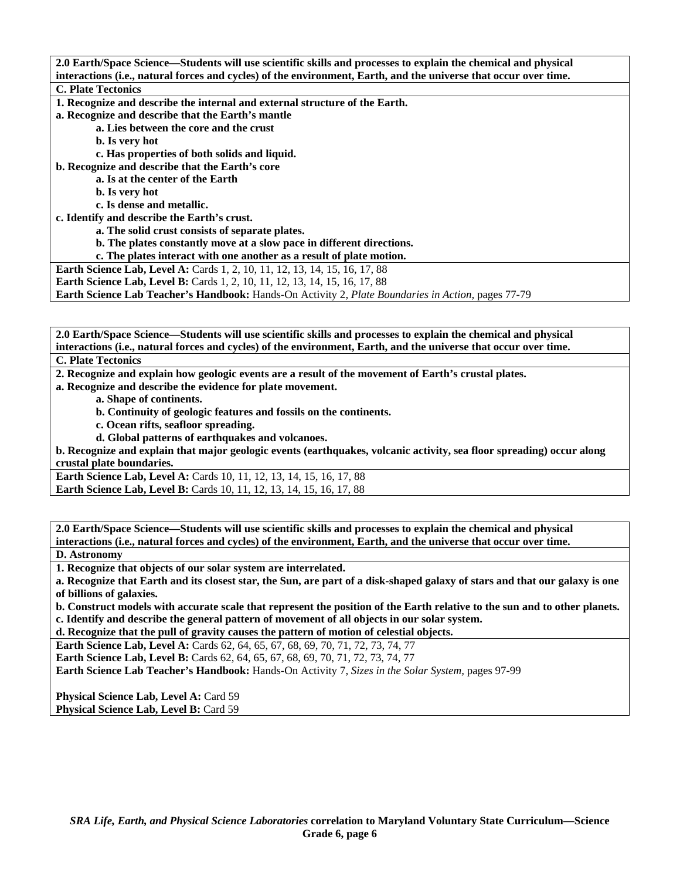**2.0 Earth/Space Science—Students will use scientific skills and processes to explain the chemical and physical interactions (i.e., natural forces and cycles) of the environment, Earth, and the universe that occur over time.**

**C. Plate Tectonics**

**1. Recognize and describe the internal and external structure of the Earth.**

**a. Recognize and describe that the Earth's mantle**

- **a. Lies between the core and the crust**
- **b. Is very hot**
- **c. Has properties of both solids and liquid.**

**b. Recognize and describe that the Earth's core**

- **a. Is at the center of the Earth**
- **b. Is very hot**
- **c. Is dense and metallic.**

**c. Identify and describe the Earth's crust.**

- **a. The solid crust consists of separate plates.**
- **b. The plates constantly move at a slow pace in different directions.**
- **c. The plates interact with one another as a result of plate motion.**

**Earth Science Lab, Level A:** Cards 1, 2, 10, 11, 12, 13, 14, 15, 16, 17, 88
**Earth Science Lab, Level B:** Cards 1, 2, 10, 11, 12, 13, 14, 15, 16, 17, 88
**Earth Science Lab Teacher's Handbook:** Hands-On Activity 2, *Plate Boundaries in Action,* pages 77-79

---

**2.0 Earth/Space Science—Students will use scientific skills and processes to explain the chemical and physical interactions (i.e., natural forces and cycles) of the environment, Earth, and the universe that occur over time.**

**C. Plate Tectonics**

**2. Recognize and explain how geologic events are a result of the movement of Earth's crustal plates.**

**a. Recognize and describe the evidence for plate movement.**

- **a. Shape of continents.**
- **b. Continuity of geologic features and fossils on the continents.**
- **c. Ocean rifts, seafloor spreading.**
- **d. Global patterns of earthquakes and volcanoes.**

**b. Recognize and explain that major geologic events (earthquakes, volcanic activity, sea floor spreading) occur along crustal plate boundaries.**

**Earth Science Lab, Level A:** Cards 10, 11, 12, 13, 14, 15, 16, 17, 88
**Earth Science Lab, Level B:** Cards 10, 11, 12, 13, 14, 15, 16, 17, 88

---

**2.0 Earth/Space Science—Students will use scientific skills and processes to explain the chemical and physical interactions (i.e., natural forces and cycles) of the environment, Earth, and the universe that occur over time.**

**D. Astronomy**

**1. Recognize that objects of our solar system are interrelated.**

**a. Recognize that Earth and its closest star, the Sun, are part of a disk-shaped galaxy of stars and that our galaxy is one of billions of galaxies.**

**b. Construct models with accurate scale that represent the position of the Earth relative to the sun and to other planets.**

**c. Identify and describe the general pattern of movement of all objects in our solar system.**

**d. Recognize that the pull of gravity causes the pattern of motion of celestial objects.**

**Earth Science Lab, Level A:** Cards 62, 64, 65, 67, 68, 69, 70, 71, 72, 73, 74, 77
**Earth Science Lab, Level B:** Cards 62, 64, 65, 67, 68, 69, 70, 71, 72, 73, 74, 77
**Earth Science Lab Teacher's Handbook:** Hands-On Activity 7, *Sizes in the Solar System,* pages 97-99

**Physical Science Lab, Level A:** Card 59
**Physical Science Lab, Level B:** Card 59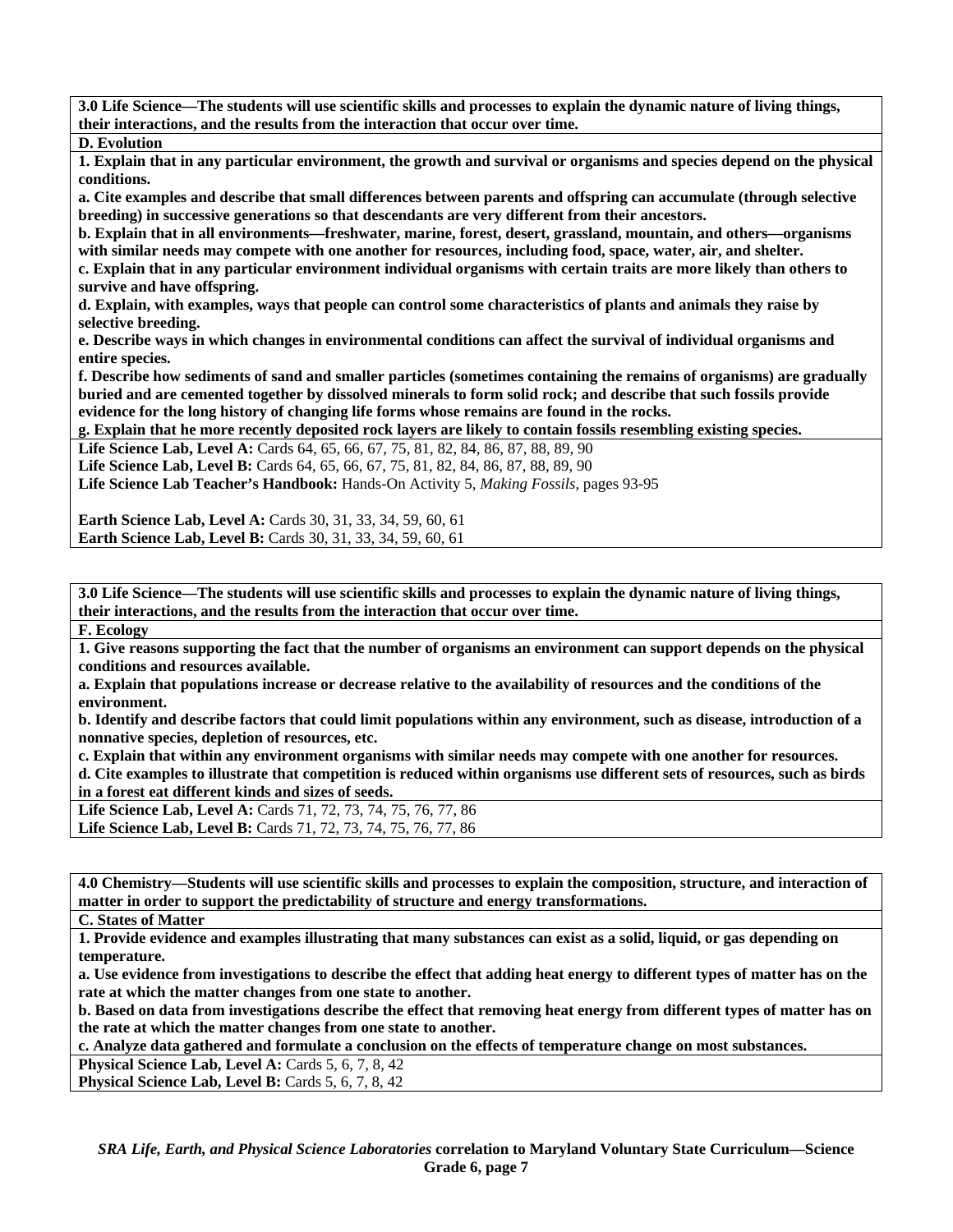**3.0 Life Science—The students will use scientific skills and processes to explain the dynamic nature of living things, their interactions, and the results from the interaction that occur over time.**

**D. Evolution**

**1. Explain that in any particular environment, the growth and survival or organisms and species depend on the physical conditions.**

**a. Cite examples and describe that small differences between parents and offspring can accumulate (through selective breeding) in successive generations so that descendants are very different from their ancestors.**

**b. Explain that in all environments—freshwater, marine, forest, desert, grassland, mountain, and others—organisms with similar needs may compete with one another for resources, including food, space, water, air, and shelter.**

**c. Explain that in any particular environment individual organisms with certain traits are more likely than others to survive and have offspring.**

**d. Explain, with examples, ways that people can control some characteristics of plants and animals they raise by selective breeding.**

**e. Describe ways in which changes in environmental conditions can affect the survival of individual organisms and entire species.**

**f. Describe how sediments of sand and smaller particles (sometimes containing the remains of organisms) are gradually buried and are cemented together by dissolved minerals to form solid rock; and describe that such fossils provide evidence for the long history of changing life forms whose remains are found in the rocks.**

**g. Explain that he more recently deposited rock layers are likely to contain fossils resembling existing species.**

**Life Science Lab, Level A:** Cards 64, 65, 66, 67, 75, 81, 82, 84, 86, 87, 88, 89, 90
**Life Science Lab, Level B:** Cards 64, 65, 66, 67, 75, 81, 82, 84, 86, 87, 88, 89, 90
**Life Science Lab Teacher's Handbook:** Hands-On Activity 5, *Making Fossils,* pages 93-95

**Earth Science Lab, Level A:** Cards 30, 31, 33, 34, 59, 60, 61
**Earth Science Lab, Level B:** Cards 30, 31, 33, 34, 59, 60, 61

**3.0 Life Science—The students will use scientific skills and processes to explain the dynamic nature of living things, their interactions, and the results from the interaction that occur over time.**

**F. Ecology**

**1. Give reasons supporting the fact that the number of organisms an environment can support depends on the physical conditions and resources available.**

**a. Explain that populations increase or decrease relative to the availability of resources and the conditions of the environment.**

**b. Identify and describe factors that could limit populations within any environment, such as disease, introduction of a nonnative species, depletion of resources, etc.**

**c. Explain that within any environment organisms with similar needs may compete with one another for resources.**

**d. Cite examples to illustrate that competition is reduced within organisms use different sets of resources, such as birds in a forest eat different kinds and sizes of seeds.**

**Life Science Lab, Level A:** Cards 71, 72, 73, 74, 75, 76, 77, 86
**Life Science Lab, Level B:** Cards 71, 72, 73, 74, 75, 76, 77, 86

**4.0 Chemistry—Students will use scientific skills and processes to explain the composition, structure, and interaction of matter in order to support the predictability of structure and energy transformations.**

**C. States of Matter**

**1. Provide evidence and examples illustrating that many substances can exist as a solid, liquid, or gas depending on temperature.**

**a. Use evidence from investigations to describe the effect that adding heat energy to different types of matter has on the rate at which the matter changes from one state to another.**

**b. Based on data from investigations describe the effect that removing heat energy from different types of matter has on the rate at which the matter changes from one state to another.**

**c. Analyze data gathered and formulate a conclusion on the effects of temperature change on most substances.**

**Physical Science Lab, Level A:** Cards 5, 6, 7, 8, 42
**Physical Science Lab, Level B:** Cards 5, 6, 7, 8, 42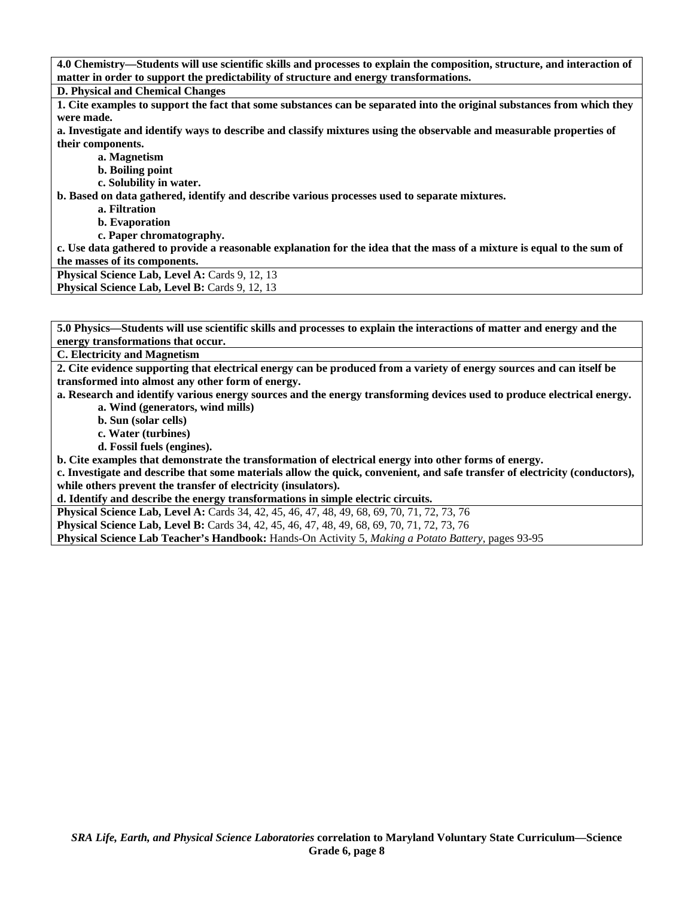**4.0 Chemistry—Students will use scientific skills and processes to explain the composition, structure, and interaction of matter in order to support the predictability of structure and energy transformations.**

**D. Physical and Chemical Changes**

**1. Cite examples to support the fact that some substances can be separated into the original substances from which they were made.**

**a. Investigate and identify ways to describe and classify mixtures using the observable and measurable properties of their components.**

- **a. Magnetism**
- **b. Boiling point**
- **c. Solubility in water.**

**b. Based on data gathered, identify and describe various processes used to separate mixtures.**

- **a. Filtration**
- **b. Evaporation**
- **c. Paper chromatography.**

**c. Use data gathered to provide a reasonable explanation for the idea that the mass of a mixture is equal to the sum of the masses of its components.**

**Physical Science Lab, Level A:** Cards 9, 12, 13
**Physical Science Lab, Level B:** Cards 9, 12, 13

**5.0 Physics—Students will use scientific skills and processes to explain the interactions of matter and energy and the energy transformations that occur.**

**C. Electricity and Magnetism**

**2. Cite evidence supporting that electrical energy can be produced from a variety of energy sources and can itself be transformed into almost any other form of energy.**

**a. Research and identify various energy sources and the energy transforming devices used to produce electrical energy.**

- **a. Wind (generators, wind mills)**
- **b. Sun (solar cells)**
- **c. Water (turbines)**
- **d. Fossil fuels (engines).**

**b. Cite examples that demonstrate the transformation of electrical energy into other forms of energy.**

**c. Investigate and describe that some materials allow the quick, convenient, and safe transfer of electricity (conductors), while others prevent the transfer of electricity (insulators).**

**d. Identify and describe the energy transformations in simple electric circuits.**

**Physical Science Lab, Level A:** Cards 34, 42, 45, 46, 47, 48, 49, 68, 69, 70, 71, 72, 73, 76
**Physical Science Lab, Level B:** Cards 34, 42, 45, 46, 47, 48, 49, 68, 69, 70, 71, 72, 73, 76
**Physical Science Lab Teacher's Handbook:** Hands-On Activity 5, *Making a Potato Battery*, pages 93-95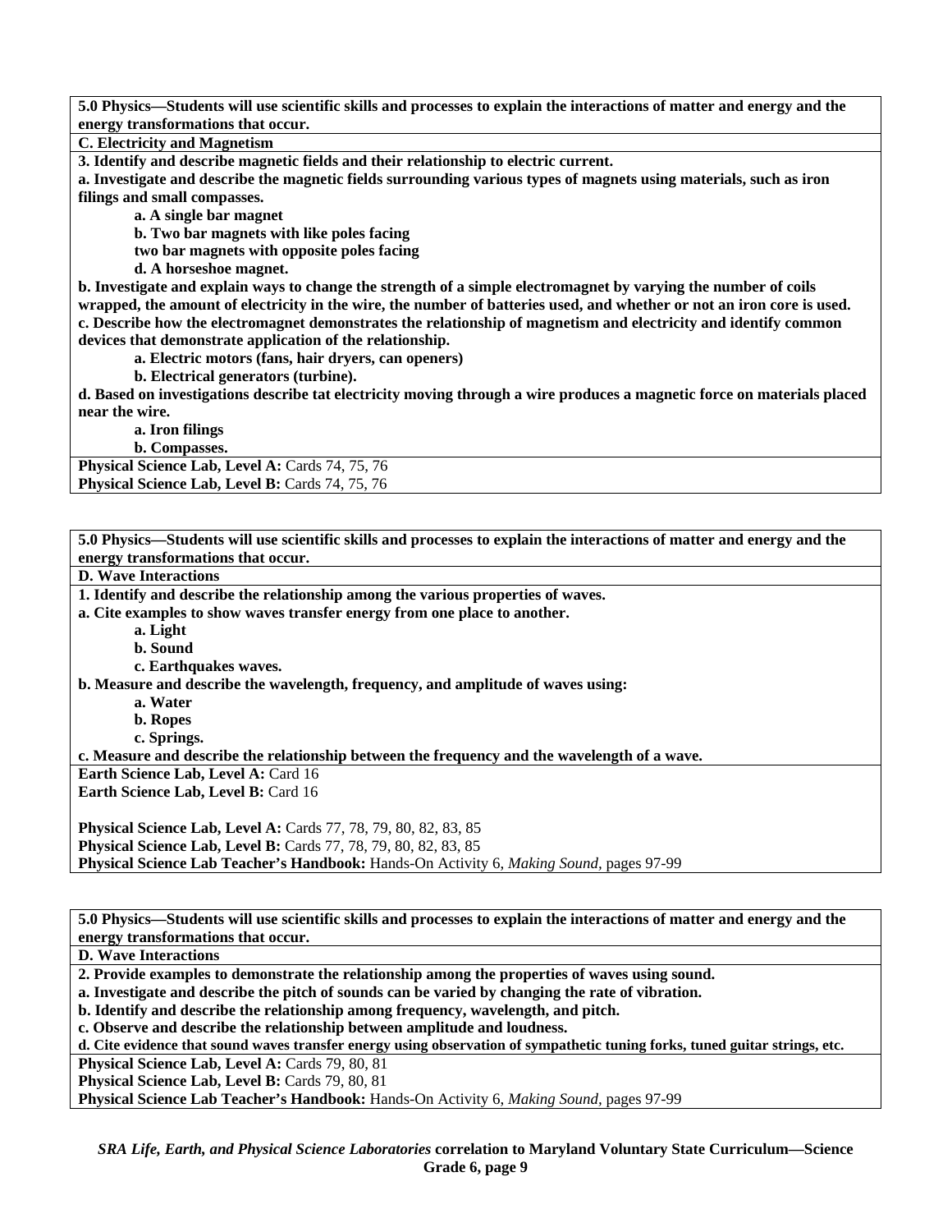**5.0 Physics—Students will use scientific skills and processes to explain the interactions of matter and energy and the energy transformations that occur.**

**C. Electricity and Magnetism**

**3. Identify and describe magnetic fields and their relationship to electric current.**

**a. Investigate and describe the magnetic fields surrounding various types of magnets using materials, such as iron filings and small compasses.**

- **a. A single bar magnet**
- **b. Two bar magnets with like poles facing**
- **two bar magnets with opposite poles facing**
- **d. A horseshoe magnet.**

**b. Investigate and explain ways to change the strength of a simple electromagnet by varying the number of coils wrapped, the amount of electricity in the wire, the number of batteries used, and whether or not an iron core is used.**

**c. Describe how the electromagnet demonstrates the relationship of magnetism and electricity and identify common devices that demonstrate application of the relationship.**

- **a. Electric motors (fans, hair dryers, can openers)**
- **b. Electrical generators (turbine).**

**d. Based on investigations describe tat electricity moving through a wire produces a magnetic force on materials placed near the wire.**

- **a. Iron filings**
- **b. Compasses.**

**Physical Science Lab, Level A:** Cards 74, 75, 76
**Physical Science Lab, Level B:** Cards 74, 75, 76

---

**5.0 Physics—Students will use scientific skills and processes to explain the interactions of matter and energy and the energy transformations that occur.**

**D. Wave Interactions**

**1. Identify and describe the relationship among the various properties of waves.**

**a. Cite examples to show waves transfer energy from one place to another.**

- **a. Light**
- **b. Sound**
- **c. Earthquakes waves.**

**b. Measure and describe the wavelength, frequency, and amplitude of waves using:**

- **a. Water**
- **b. Ropes**
- **c. Springs.**

**c. Measure and describe the relationship between the frequency and the wavelength of a wave.**

**Earth Science Lab, Level A:** Card 16
**Earth Science Lab, Level B:** Card 16

**Physical Science Lab, Level A:** Cards 77, 78, 79, 80, 82, 83, 85
**Physical Science Lab, Level B:** Cards 77, 78, 79, 80, 82, 83, 85
**Physical Science Lab Teacher's Handbook:** Hands-On Activity 6, *Making Sound,* pages 97-99

---

**5.0 Physics—Students will use scientific skills and processes to explain the interactions of matter and energy and the energy transformations that occur.**

**D. Wave Interactions**

**2. Provide examples to demonstrate the relationship among the properties of waves using sound.**

**a. Investigate and describe the pitch of sounds can be varied by changing the rate of vibration.**

**b. Identify and describe the relationship among frequency, wavelength, and pitch.**

**c. Observe and describe the relationship between amplitude and loudness.**

**d. Cite evidence that sound waves transfer energy using observation of sympathetic tuning forks, tuned guitar strings, etc.**

**Physical Science Lab, Level A:** Cards 79, 80, 81
**Physical Science Lab, Level B:** Cards 79, 80, 81
**Physical Science Lab Teacher's Handbook:** Hands-On Activity 6, *Making Sound,* pages 97-99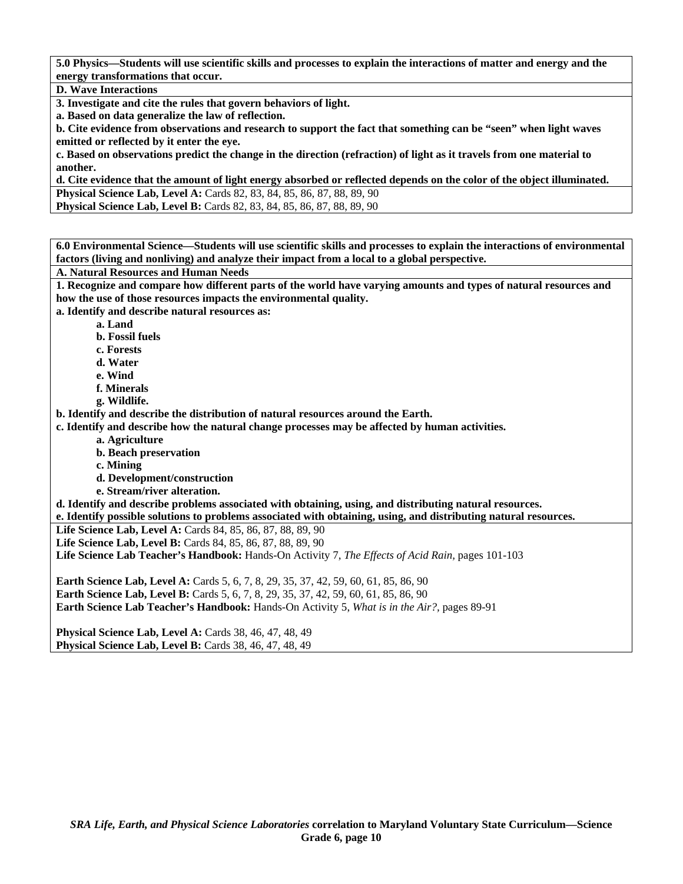**5.0 Physics—Students will use scientific skills and processes to explain the interactions of matter and energy and the energy transformations that occur.**

**D. Wave Interactions**

**3. Investigate and cite the rules that govern behaviors of light.**

**a. Based on data generalize the law of reflection.**

**b. Cite evidence from observations and research to support the fact that something can be "seen" when light waves emitted or reflected by it enter the eye.**

**c. Based on observations predict the change in the direction (refraction) of light as it travels from one material to another.**

**d. Cite evidence that the amount of light energy absorbed or reflected depends on the color of the object illuminated.**

**Physical Science Lab, Level A:** Cards 82, 83, 84, 85, 86, 87, 88, 89, 90
**Physical Science Lab, Level B:** Cards 82, 83, 84, 85, 86, 87, 88, 89, 90

**6.0 Environmental Science—Students will use scientific skills and processes to explain the interactions of environmental factors (living and nonliving) and analyze their impact from a local to a global perspective.**

**A. Natural Resources and Human Needs**

**1. Recognize and compare how different parts of the world have varying amounts and types of natural resources and how the use of those resources impacts the environmental quality.**

**a. Identify and describe natural resources as:**

- **a. Land**
- **b. Fossil fuels**
- **c. Forests**
- **d. Water**
- **e. Wind**
- **f. Minerals**
- **g. Wildlife.**

**b. Identify and describe the distribution of natural resources around the Earth.**

**c. Identify and describe how the natural change processes may be affected by human activities.**

- **a. Agriculture**
- **b. Beach preservation**
- **c. Mining**
- **d. Development/construction**
- **e. Stream/river alteration.**

**d. Identify and describe problems associated with obtaining, using, and distributing natural resources.**

**e. Identify possible solutions to problems associated with obtaining, using, and distributing natural resources.**

**Life Science Lab, Level A:** Cards 84, 85, 86, 87, 88, 89, 90
**Life Science Lab, Level B:** Cards 84, 85, 86, 87, 88, 89, 90
**Life Science Lab Teacher's Handbook:** Hands-On Activity 7, *The Effects of Acid Rain*, pages 101-103

**Earth Science Lab, Level A:** Cards 5, 6, 7, 8, 29, 35, 37, 42, 59, 60, 61, 85, 86, 90
**Earth Science Lab, Level B:** Cards 5, 6, 7, 8, 29, 35, 37, 42, 59, 60, 61, 85, 86, 90
**Earth Science Lab Teacher's Handbook:** Hands-On Activity 5, *What is in the Air?*, pages 89-91

**Physical Science Lab, Level A:** Cards 38, 46, 47, 48, 49
**Physical Science Lab, Level B:** Cards 38, 46, 47, 48, 49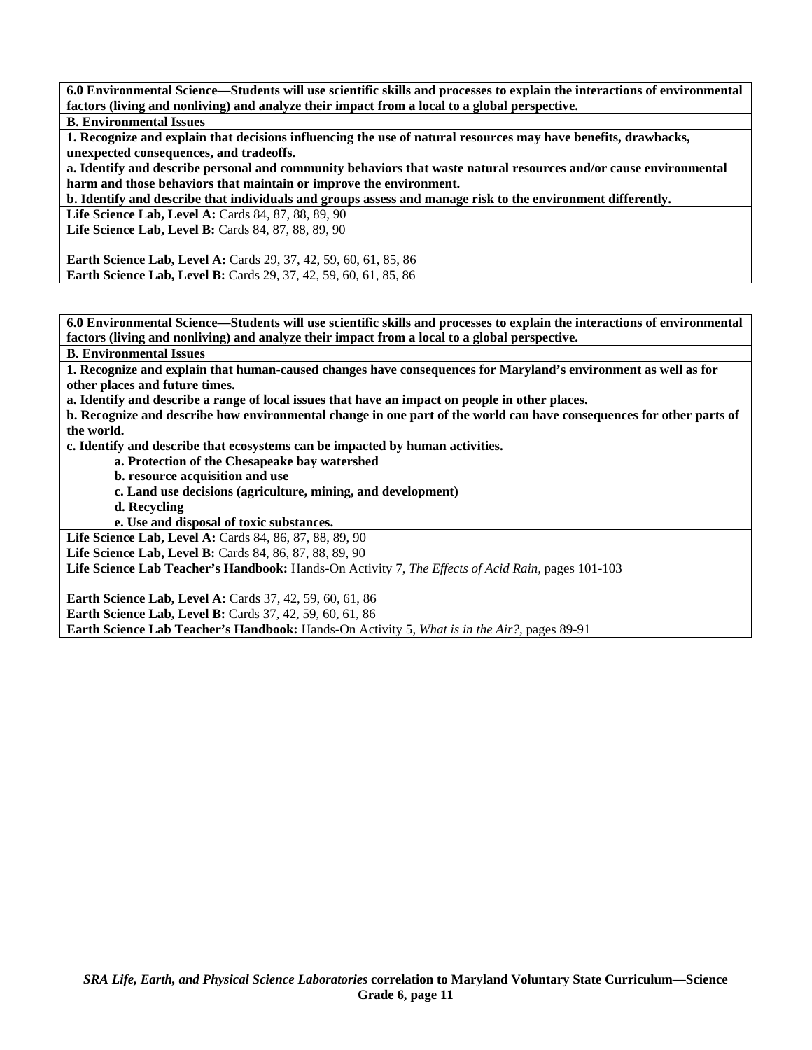**6.0 Environmental Science—Students will use scientific skills and processes to explain the interactions of environmental factors (living and nonliving) and analyze their impact from a local to a global perspective.**

**B. Environmental Issues**

**1. Recognize and explain that decisions influencing the use of natural resources may have benefits, drawbacks, unexpected consequences, and tradeoffs.**

**a. Identify and describe personal and community behaviors that waste natural resources and/or cause environmental harm and those behaviors that maintain or improve the environment.**

**b. Identify and describe that individuals and groups assess and manage risk to the environment differently.**

**Life Science Lab, Level A:** Cards 84, 87, 88, 89, 90
**Life Science Lab, Level B:** Cards 84, 87, 88, 89, 90

**Earth Science Lab, Level A:** Cards 29, 37, 42, 59, 60, 61, 85, 86
**Earth Science Lab, Level B:** Cards 29, 37, 42, 59, 60, 61, 85, 86

---

**6.0 Environmental Science—Students will use scientific skills and processes to explain the interactions of environmental factors (living and nonliving) and analyze their impact from a local to a global perspective.**

**B. Environmental Issues**

**1. Recognize and explain that human-caused changes have consequences for Maryland's environment as well as for other places and future times.**

**a. Identify and describe a range of local issues that have an impact on people in other places.**

**b. Recognize and describe how environmental change in one part of the world can have consequences for other parts of the world.**

**c. Identify and describe that ecosystems can be impacted by human activities.**

- **a. Protection of the Chesapeake bay watershed**
- **b. resource acquisition and use**
- **c. Land use decisions (agriculture, mining, and development)**
- **d. Recycling**
- **e. Use and disposal of toxic substances.**

**Life Science Lab, Level A:** Cards 84, 86, 87, 88, 89, 90
**Life Science Lab, Level B:** Cards 84, 86, 87, 88, 89, 90
**Life Science Lab Teacher's Handbook:** Hands-On Activity 7, *The Effects of Acid Rain,* pages 101-103

**Earth Science Lab, Level A:** Cards 37, 42, 59, 60, 61, 86
**Earth Science Lab, Level B:** Cards 37, 42, 59, 60, 61, 86
**Earth Science Lab Teacher's Handbook:** Hands-On Activity 5, *What is in the Air?*, pages 89-91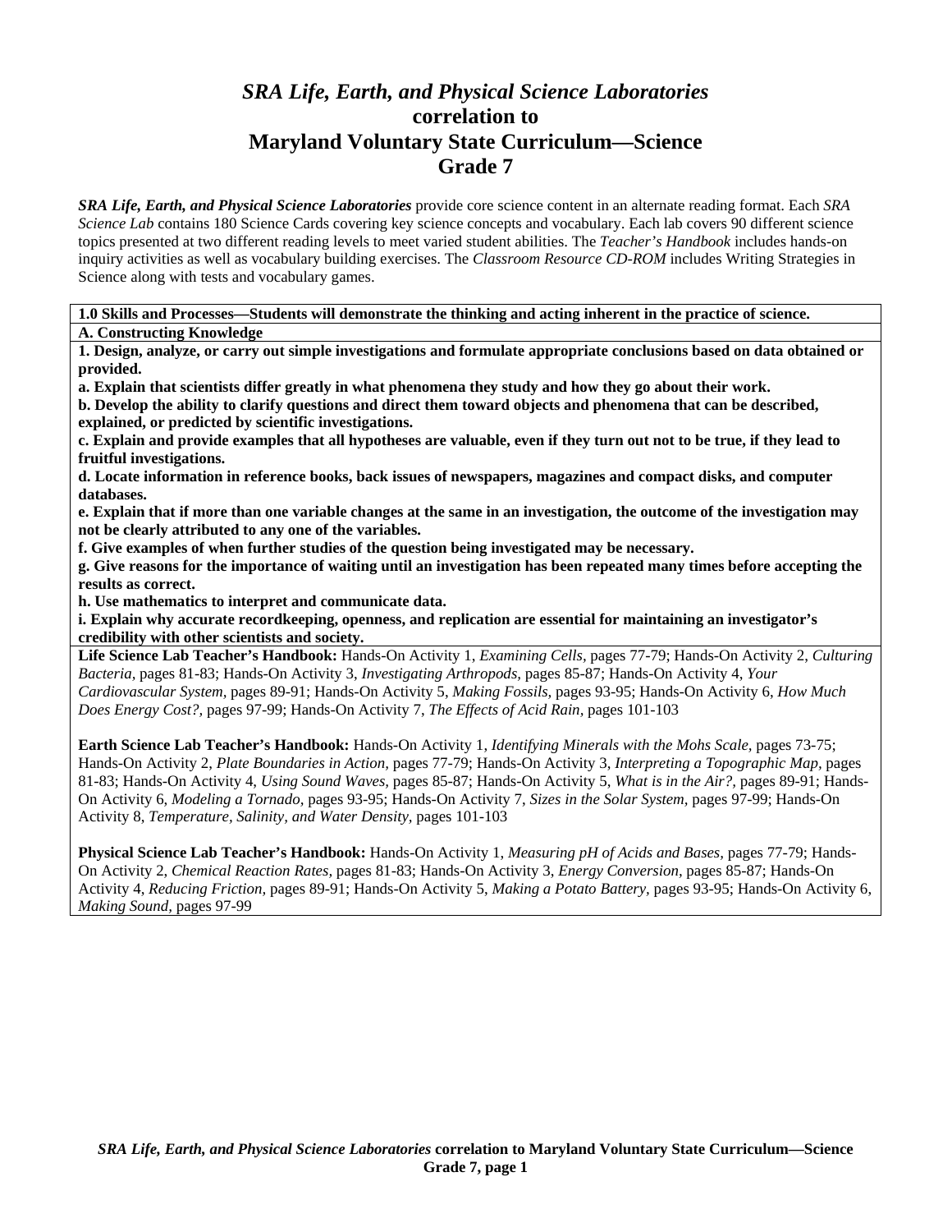# *SRA Life, Earth, and Physical Science Laboratories*
## correlation to
## Maryland Voluntary State Curriculum—Science
## Grade 7

***SRA Life, Earth, and Physical Science Laboratories*** provide core science content in an alternate reading format. Each *SRA Science Lab* contains 180 Science Cards covering key science concepts and vocabulary. Each lab covers 90 different science topics presented at two different reading levels to meet varied student abilities. The *Teacher's Handbook* includes hands-on inquiry activities as well as vocabulary building exercises. The *Classroom Resource CD-ROM* includes Writing Strategies in Science along with tests and vocabulary games.

**1.0 Skills and Processes—Students will demonstrate the thinking and acting inherent in the practice of science.**

**A. Constructing Knowledge**

**1. Design, analyze, or carry out simple investigations and formulate appropriate conclusions based on data obtained or provided.**

**a. Explain that scientists differ greatly in what phenomena they study and how they go about their work.**

**b. Develop the ability to clarify questions and direct them toward objects and phenomena that can be described, explained, or predicted by scientific investigations.**

**c. Explain and provide examples that all hypotheses are valuable, even if they turn out not to be true, if they lead to fruitful investigations.**

**d. Locate information in reference books, back issues of newspapers, magazines and compact disks, and computer databases.**

**e. Explain that if more than one variable changes at the same in an investigation, the outcome of the investigation may not be clearly attributed to any one of the variables.**

**f. Give examples of when further studies of the question being investigated may be necessary.**

**g. Give reasons for the importance of waiting until an investigation has been repeated many times before accepting the results as correct.**

**h. Use mathematics to interpret and communicate data.**

**i. Explain why accurate recordkeeping, openness, and replication are essential for maintaining an investigator's credibility with other scientists and society.**

**Life Science Lab Teacher's Handbook:** Hands-On Activity 1, *Examining Cells,* pages 77-79; Hands-On Activity 2, *Culturing Bacteria,* pages 81-83; Hands-On Activity 3, *Investigating Arthropods,* pages 85-87; Hands-On Activity 4, *Your Cardiovascular System,* pages 89-91; Hands-On Activity 5, *Making Fossils,* pages 93-95; Hands-On Activity 6, *How Much Does Energy Cost?,* pages 97-99; Hands-On Activity 7, *The Effects of Acid Rain,* pages 101-103

**Earth Science Lab Teacher's Handbook:** Hands-On Activity 1, *Identifying Minerals with the Mohs Scale,* pages 73-75; Hands-On Activity 2, *Plate Boundaries in Action,* pages 77-79; Hands-On Activity 3, *Interpreting a Topographic Map,* pages 81-83; Hands-On Activity 4, *Using Sound Waves,* pages 85-87; Hands-On Activity 5, *What is in the Air?,* pages 89-91; Hands-On Activity 6, *Modeling a Tornado,* pages 93-95; Hands-On Activity 7, *Sizes in the Solar System,* pages 97-99; Hands-On Activity 8, *Temperature, Salinity, and Water Density,* pages 101-103

**Physical Science Lab Teacher's Handbook:** Hands-On Activity 1, *Measuring pH of Acids and Bases,* pages 77-79; Hands-On Activity 2, *Chemical Reaction Rates,* pages 81-83; Hands-On Activity 3, *Energy Conversion,* pages 85-87; Hands-On Activity 4, *Reducing Friction,* pages 89-91; Hands-On Activity 5, *Making a Potato Battery,* pages 93-95; Hands-On Activity 6, *Making Sound,* pages 97-99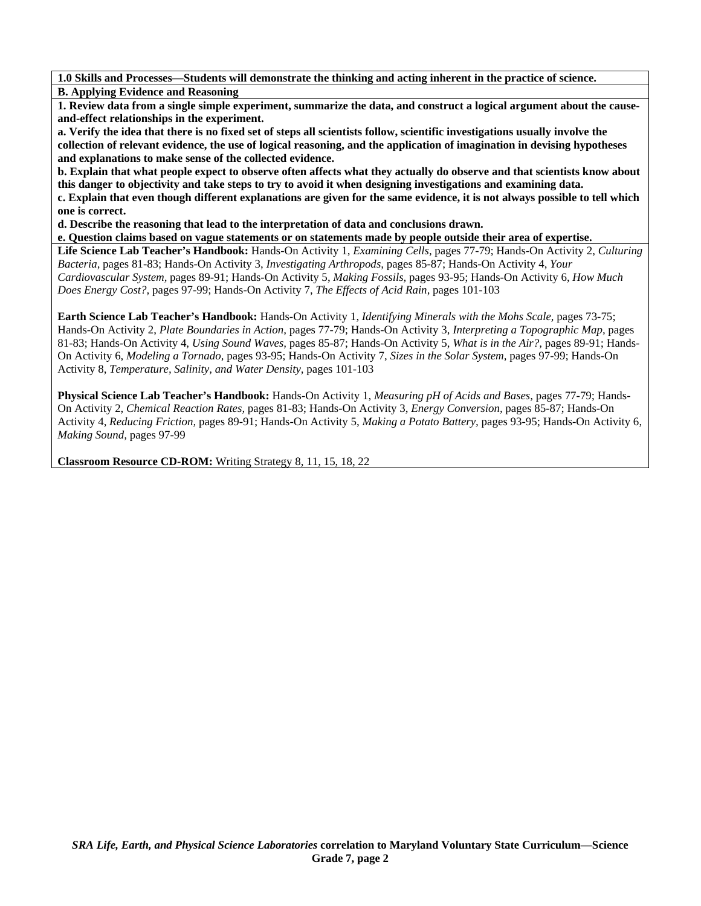**1.0 Skills and Processes—Students will demonstrate the thinking and acting inherent in the practice of science.**

**B. Applying Evidence and Reasoning**

**1. Review data from a single simple experiment, summarize the data, and construct a logical argument about the cause-and-effect relationships in the experiment.**

**a. Verify the idea that there is no fixed set of steps all scientists follow, scientific investigations usually involve the collection of relevant evidence, the use of logical reasoning, and the application of imagination in devising hypotheses and explanations to make sense of the collected evidence.**

**b. Explain that what people expect to observe often affects what they actually do observe and that scientists know about this danger to objectivity and take steps to try to avoid it when designing investigations and examining data.**

**c. Explain that even though different explanations are given for the same evidence, it is not always possible to tell which one is correct.**

**d. Describe the reasoning that lead to the interpretation of data and conclusions drawn.**

**e. Question claims based on vague statements or on statements made by people outside their area of expertise.**

**Life Science Lab Teacher's Handbook:** Hands-On Activity 1, *Examining Cells,* pages 77-79; Hands-On Activity 2, *Culturing Bacteria,* pages 81-83; Hands-On Activity 3, *Investigating Arthropods,* pages 85-87; Hands-On Activity 4, *Your Cardiovascular System,* pages 89-91; Hands-On Activity 5, *Making Fossils,* pages 93-95; Hands-On Activity 6, *How Much Does Energy Cost?,* pages 97-99; Hands-On Activity 7, *The Effects of Acid Rain,* pages 101-103

**Earth Science Lab Teacher's Handbook:** Hands-On Activity 1, *Identifying Minerals with the Mohs Scale,* pages 73-75; Hands-On Activity 2, *Plate Boundaries in Action,* pages 77-79; Hands-On Activity 3, *Interpreting a Topographic Map,* pages 81-83; Hands-On Activity 4, *Using Sound Waves,* pages 85-87; Hands-On Activity 5, *What is in the Air?,* pages 89-91; Hands-On Activity 6, *Modeling a Tornado,* pages 93-95; Hands-On Activity 7, *Sizes in the Solar System,* pages 97-99; Hands-On Activity 8, *Temperature, Salinity, and Water Density,* pages 101-103

**Physical Science Lab Teacher's Handbook:** Hands-On Activity 1, *Measuring pH of Acids and Bases,* pages 77-79; Hands-On Activity 2, *Chemical Reaction Rates,* pages 81-83; Hands-On Activity 3, *Energy Conversion,* pages 85-87; Hands-On Activity 4, *Reducing Friction,* pages 89-91; Hands-On Activity 5, *Making a Potato Battery,* pages 93-95; Hands-On Activity 6, *Making Sound,* pages 97-99

**Classroom Resource CD-ROM:** Writing Strategy 8, 11, 15, 18, 22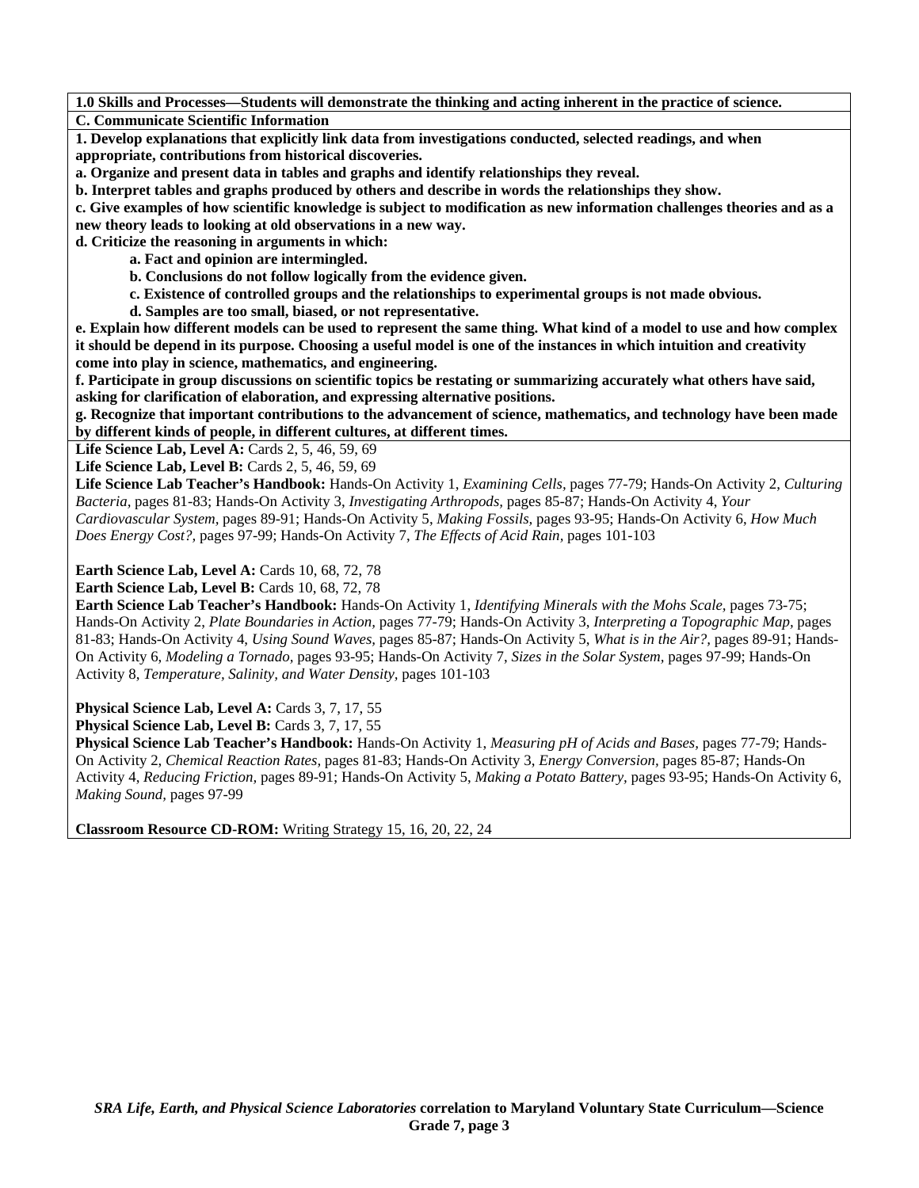**1.0 Skills and Processes—Students will demonstrate the thinking and acting inherent in the practice of science.**

**C. Communicate Scientific Information**

**1. Develop explanations that explicitly link data from investigations conducted, selected readings, and when appropriate, contributions from historical discoveries.**

**a. Organize and present data in tables and graphs and identify relationships they reveal.**

**b. Interpret tables and graphs produced by others and describe in words the relationships they show.**

**c. Give examples of how scientific knowledge is subject to modification as new information challenges theories and as a new theory leads to looking at old observations in a new way.**

**d. Criticize the reasoning in arguments in which:**

- **a. Fact and opinion are intermingled.**
- **b. Conclusions do not follow logically from the evidence given.**
- **c. Existence of controlled groups and the relationships to experimental groups is not made obvious.**
- **d. Samples are too small, biased, or not representative.**

**e. Explain how different models can be used to represent the same thing. What kind of a model to use and how complex it should be depend in its purpose. Choosing a useful model is one of the instances in which intuition and creativity come into play in science, mathematics, and engineering.**

**f. Participate in group discussions on scientific topics be restating or summarizing accurately what others have said, asking for clarification of elaboration, and expressing alternative positions.**

**g. Recognize that important contributions to the advancement of science, mathematics, and technology have been made by different kinds of people, in different cultures, at different times.**

**Life Science Lab, Level A:** Cards 2, 5, 46, 59, 69

**Life Science Lab, Level B:** Cards 2, 5, 46, 59, 69

**Life Science Lab Teacher's Handbook:** Hands-On Activity 1, *Examining Cells,* pages 77-79; Hands-On Activity 2, *Culturing Bacteria,* pages 81-83; Hands-On Activity 3, *Investigating Arthropods,* pages 85-87; Hands-On Activity 4, *Your Cardiovascular System,* pages 89-91; Hands-On Activity 5, *Making Fossils,* pages 93-95; Hands-On Activity 6, *How Much Does Energy Cost?,* pages 97-99; Hands-On Activity 7, *The Effects of Acid Rain,* pages 101-103

**Earth Science Lab, Level A:** Cards 10, 68, 72, 78

**Earth Science Lab, Level B:** Cards 10, 68, 72, 78

**Earth Science Lab Teacher's Handbook:** Hands-On Activity 1, *Identifying Minerals with the Mohs Scale,* pages 73-75; Hands-On Activity 2, *Plate Boundaries in Action,* pages 77-79; Hands-On Activity 3, *Interpreting a Topographic Map,* pages 81-83; Hands-On Activity 4, *Using Sound Waves,* pages 85-87; Hands-On Activity 5, *What is in the Air?,* pages 89-91; Hands-On Activity 6, *Modeling a Tornado,* pages 93-95; Hands-On Activity 7, *Sizes in the Solar System,* pages 97-99; Hands-On Activity 8, *Temperature, Salinity, and Water Density,* pages 101-103

**Physical Science Lab, Level A:** Cards 3, 7, 17, 55

**Physical Science Lab, Level B:** Cards 3, 7, 17, 55

**Physical Science Lab Teacher's Handbook:** Hands-On Activity 1, *Measuring pH of Acids and Bases,* pages 77-79; Hands-On Activity 2, *Chemical Reaction Rates,* pages 81-83; Hands-On Activity 3, *Energy Conversion,* pages 85-87; Hands-On Activity 4, *Reducing Friction,* pages 89-91; Hands-On Activity 5, *Making a Potato Battery,* pages 93-95; Hands-On Activity 6, *Making Sound,* pages 97-99

**Classroom Resource CD-ROM:** Writing Strategy 15, 16, 20, 22, 24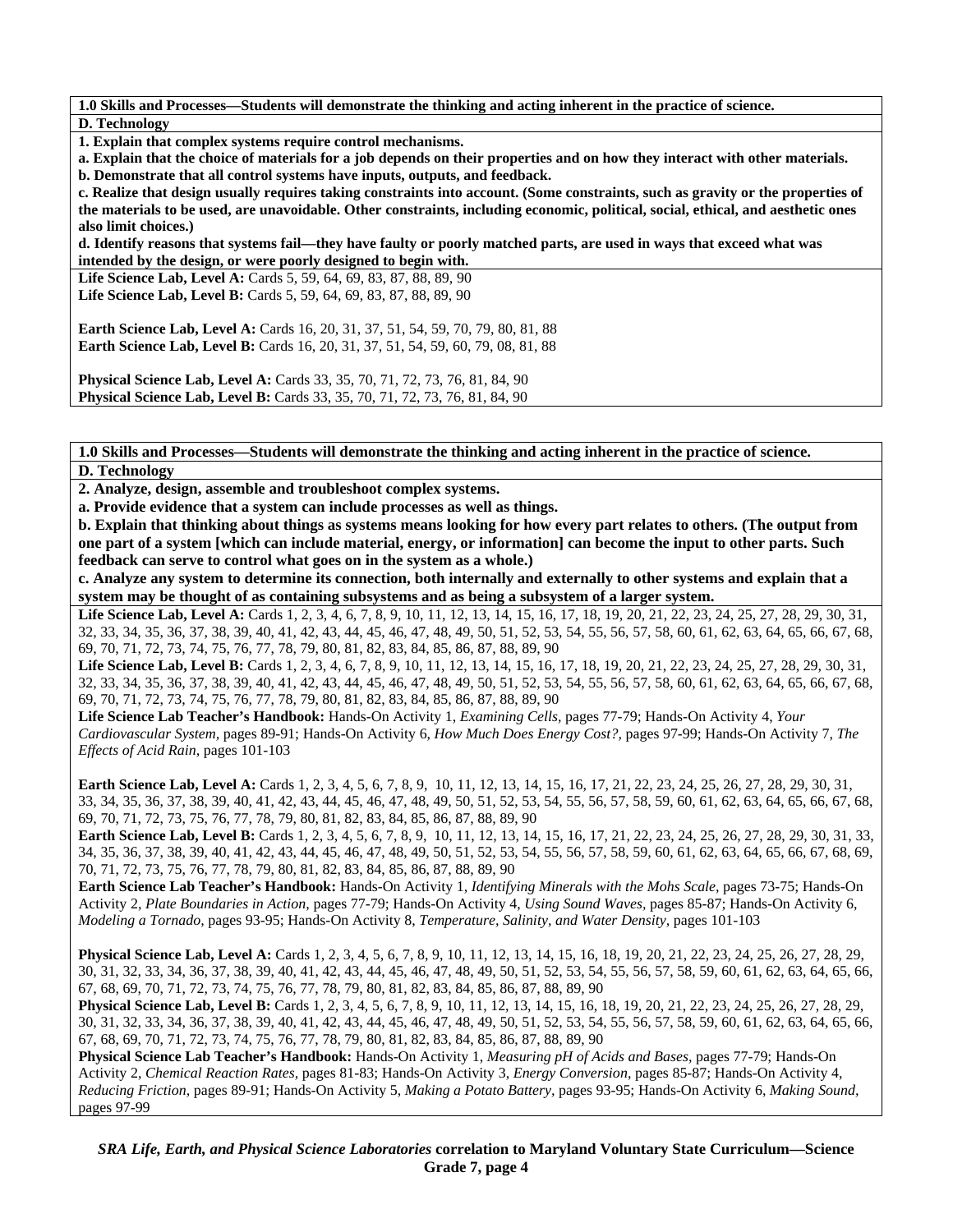**1.0 Skills and Processes—Students will demonstrate the thinking and acting inherent in the practice of science.**

**D. Technology**

**1. Explain that complex systems require control mechanisms.**

**a. Explain that the choice of materials for a job depends on their properties and on how they interact with other materials.**

**b. Demonstrate that all control systems have inputs, outputs, and feedback.**

**c. Realize that design usually requires taking constraints into account. (Some constraints, such as gravity or the properties of the materials to be used, are unavoidable. Other constraints, including economic, political, social, ethical, and aesthetic ones also limit choices.)**

**d. Identify reasons that systems fail—they have faulty or poorly matched parts, are used in ways that exceed what was intended by the design, or were poorly designed to begin with.**

**Life Science Lab, Level A:** Cards 5, 59, 64, 69, 83, 87, 88, 89, 90
**Life Science Lab, Level B:** Cards 5, 59, 64, 69, 83, 87, 88, 89, 90

**Earth Science Lab, Level A:** Cards 16, 20, 31, 37, 51, 54, 59, 70, 79, 80, 81, 88
**Earth Science Lab, Level B:** Cards 16, 20, 31, 37, 51, 54, 59, 60, 79, 08, 81, 88

**Physical Science Lab, Level A:** Cards 33, 35, 70, 71, 72, 73, 76, 81, 84, 90
**Physical Science Lab, Level B:** Cards 33, 35, 70, 71, 72, 73, 76, 81, 84, 90

**1.0 Skills and Processes—Students will demonstrate the thinking and acting inherent in the practice of science.**

**D. Technology**

**2. Analyze, design, assemble and troubleshoot complex systems.**

**a. Provide evidence that a system can include processes as well as things.**

**b. Explain that thinking about things as systems means looking for how every part relates to others. (The output from one part of a system [which can include material, energy, or information] can become the input to other parts. Such feedback can serve to control what goes on in the system as a whole.)**

**c. Analyze any system to determine its connection, both internally and externally to other systems and explain that a system may be thought of as containing subsystems and as being a subsystem of a larger system.**

**Life Science Lab, Level A:** Cards 1, 2, 3, 4, 6, 7, 8, 9, 10, 11, 12, 13, 14, 15, 16, 17, 18, 19, 20, 21, 22, 23, 24, 25, 27, 28, 29, 30, 31, 32, 33, 34, 35, 36, 37, 38, 39, 40, 41, 42, 43, 44, 45, 46, 47, 48, 49, 50, 51, 52, 53, 54, 55, 56, 57, 58, 60, 61, 62, 63, 64, 65, 66, 67, 68, 69, 70, 71, 72, 73, 74, 75, 76, 77, 78, 79, 80, 81, 82, 83, 84, 85, 86, 87, 88, 89, 90
**Life Science Lab, Level B:** Cards 1, 2, 3, 4, 6, 7, 8, 9, 10, 11, 12, 13, 14, 15, 16, 17, 18, 19, 20, 21, 22, 23, 24, 25, 27, 28, 29, 30, 31, 32, 33, 34, 35, 36, 37, 38, 39, 40, 41, 42, 43, 44, 45, 46, 47, 48, 49, 50, 51, 52, 53, 54, 55, 56, 57, 58, 60, 61, 62, 63, 64, 65, 66, 67, 68, 69, 70, 71, 72, 73, 74, 75, 76, 77, 78, 79, 80, 81, 82, 83, 84, 85, 86, 87, 88, 89, 90
**Life Science Lab Teacher's Handbook:** Hands-On Activity 1, *Examining Cells,* pages 77-79; Hands-On Activity 4, *Your Cardiovascular System,* pages 89-91; Hands-On Activity 6, *How Much Does Energy Cost?,* pages 97-99; Hands-On Activity 7, *The Effects of Acid Rain,* pages 101-103

**Earth Science Lab, Level A:** Cards 1, 2, 3, 4, 5, 6, 7, 8, 9, 10, 11, 12, 13, 14, 15, 16, 17, 21, 22, 23, 24, 25, 26, 27, 28, 29, 30, 31, 33, 34, 35, 36, 37, 38, 39, 40, 41, 42, 43, 44, 45, 46, 47, 48, 49, 50, 51, 52, 53, 54, 55, 56, 57, 58, 59, 60, 61, 62, 63, 64, 65, 66, 67, 68, 69, 70, 71, 72, 73, 75, 76, 77, 78, 79, 80, 81, 82, 83, 84, 85, 86, 87, 88, 89, 90
**Earth Science Lab, Level B:** Cards 1, 2, 3, 4, 5, 6, 7, 8, 9, 10, 11, 12, 13, 14, 15, 16, 17, 21, 22, 23, 24, 25, 26, 27, 28, 29, 30, 31, 33, 34, 35, 36, 37, 38, 39, 40, 41, 42, 43, 44, 45, 46, 47, 48, 49, 50, 51, 52, 53, 54, 55, 56, 57, 58, 59, 60, 61, 62, 63, 64, 65, 66, 67, 68, 69, 70, 71, 72, 73, 75, 76, 77, 78, 79, 80, 81, 82, 83, 84, 85, 86, 87, 88, 89, 90
**Earth Science Lab Teacher's Handbook:** Hands-On Activity 1, *Identifying Minerals with the Mohs Scale,* pages 73-75; Hands-On Activity 2, *Plate Boundaries in Action,* pages 77-79; Hands-On Activity 4, *Using Sound Waves,* pages 85-87; Hands-On Activity 6, *Modeling a Tornado,* pages 93-95; Hands-On Activity 8, *Temperature, Salinity, and Water Density,* pages 101-103

**Physical Science Lab, Level A:** Cards 1, 2, 3, 4, 5, 6, 7, 8, 9, 10, 11, 12, 13, 14, 15, 16, 18, 19, 20, 21, 22, 23, 24, 25, 26, 27, 28, 29, 30, 31, 32, 33, 34, 36, 37, 38, 39, 40, 41, 42, 43, 44, 45, 46, 47, 48, 49, 50, 51, 52, 53, 54, 55, 56, 57, 58, 59, 60, 61, 62, 63, 64, 65, 66, 67, 68, 69, 70, 71, 72, 73, 74, 75, 76, 77, 78, 79, 80, 81, 82, 83, 84, 85, 86, 87, 88, 89, 90
**Physical Science Lab, Level B:** Cards 1, 2, 3, 4, 5, 6, 7, 8, 9, 10, 11, 12, 13, 14, 15, 16, 18, 19, 20, 21, 22, 23, 24, 25, 26, 27, 28, 29, 30, 31, 32, 33, 34, 36, 37, 38, 39, 40, 41, 42, 43, 44, 45, 46, 47, 48, 49, 50, 51, 52, 53, 54, 55, 56, 57, 58, 59, 60, 61, 62, 63, 64, 65, 66, 67, 68, 69, 70, 71, 72, 73, 74, 75, 76, 77, 78, 79, 80, 81, 82, 83, 84, 85, 86, 87, 88, 89, 90
**Physical Science Lab Teacher's Handbook:** Hands-On Activity 1, *Measuring pH of Acids and Bases,* pages 77-79; Hands-On Activity 2, *Chemical Reaction Rates,* pages 81-83; Hands-On Activity 3, *Energy Conversion,* pages 85-87; Hands-On Activity 4, *Reducing Friction,* pages 89-91; Hands-On Activity 5, *Making a Potato Battery,* pages 93-95; Hands-On Activity 6, *Making Sound,* pages 97-99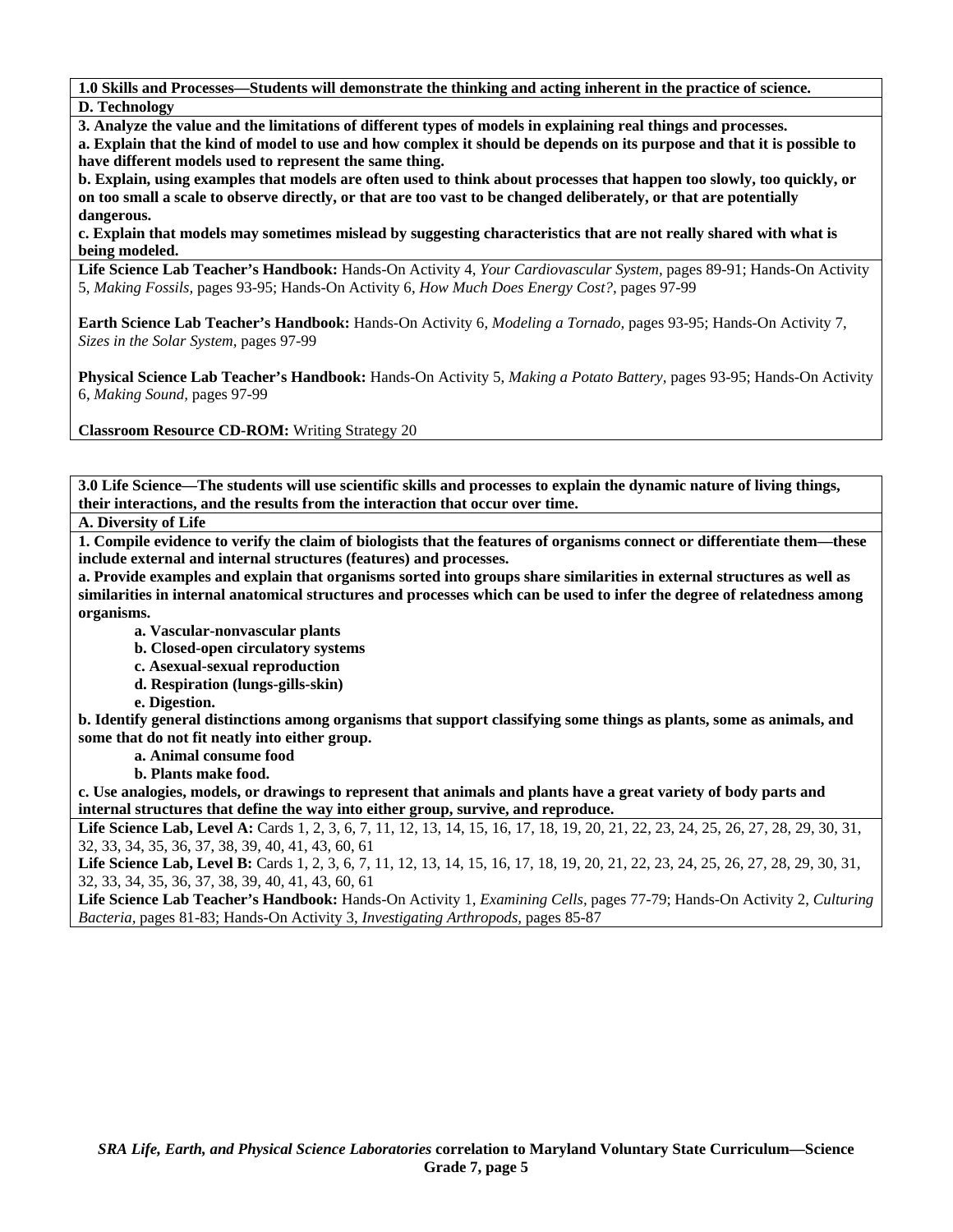**1.0 Skills and Processes—Students will demonstrate the thinking and acting inherent in the practice of science.**

**D. Technology**

**3. Analyze the value and the limitations of different types of models in explaining real things and processes.**

**a. Explain that the kind of model to use and how complex it should be depends on its purpose and that it is possible to have different models used to represent the same thing.**

**b. Explain, using examples that models are often used to think about processes that happen too slowly, too quickly, or on too small a scale to observe directly, or that are too vast to be changed deliberately, or that are potentially dangerous.**

**c. Explain that models may sometimes mislead by suggesting characteristics that are not really shared with what is being modeled.**

**Life Science Lab Teacher's Handbook:** Hands-On Activity 4, *Your Cardiovascular System,* pages 89-91; Hands-On Activity 5, *Making Fossils,* pages 93-95; Hands-On Activity 6, *How Much Does Energy Cost?,* pages 97-99

**Earth Science Lab Teacher's Handbook:** Hands-On Activity 6, *Modeling a Tornado,* pages 93-95; Hands-On Activity 7, *Sizes in the Solar System,* pages 97-99

**Physical Science Lab Teacher's Handbook:** Hands-On Activity 5, *Making a Potato Battery,* pages 93-95; Hands-On Activity 6, *Making Sound,* pages 97-99

**Classroom Resource CD-ROM:** Writing Strategy 20

**3.0 Life Science—The students will use scientific skills and processes to explain the dynamic nature of living things, their interactions, and the results from the interaction that occur over time.**

**A. Diversity of Life**

**1. Compile evidence to verify the claim of biologists that the features of organisms connect or differentiate them—these include external and internal structures (features) and processes.**

**a. Provide examples and explain that organisms sorted into groups share similarities in external structures as well as similarities in internal anatomical structures and processes which can be used to infer the degree of relatedness among organisms.**

- **a. Vascular-nonvascular plants**
- **b. Closed-open circulatory systems**
- **c. Asexual-sexual reproduction**
- **d. Respiration (lungs-gills-skin)**
- **e. Digestion.**

**b. Identify general distinctions among organisms that support classifying some things as plants, some as animals, and some that do not fit neatly into either group.**

- **a. Animal consume food**
- **b. Plants make food.**

**c. Use analogies, models, or drawings to represent that animals and plants have a great variety of body parts and internal structures that define the way into either group, survive, and reproduce.**

**Life Science Lab, Level A:** Cards 1, 2, 3, 6, 7, 11, 12, 13, 14, 15, 16, 17, 18, 19, 20, 21, 22, 23, 24, 25, 26, 27, 28, 29, 30, 31, 32, 33, 34, 35, 36, 37, 38, 39, 40, 41, 43, 60, 61

**Life Science Lab, Level B:** Cards 1, 2, 3, 6, 7, 11, 12, 13, 14, 15, 16, 17, 18, 19, 20, 21, 22, 23, 24, 25, 26, 27, 28, 29, 30, 31, 32, 33, 34, 35, 36, 37, 38, 39, 40, 41, 43, 60, 61

**Life Science Lab Teacher's Handbook:** Hands-On Activity 1, *Examining Cells,* pages 77-79; Hands-On Activity 2, *Culturing Bacteria,* pages 81-83; Hands-On Activity 3, *Investigating Arthropods,* pages 85-87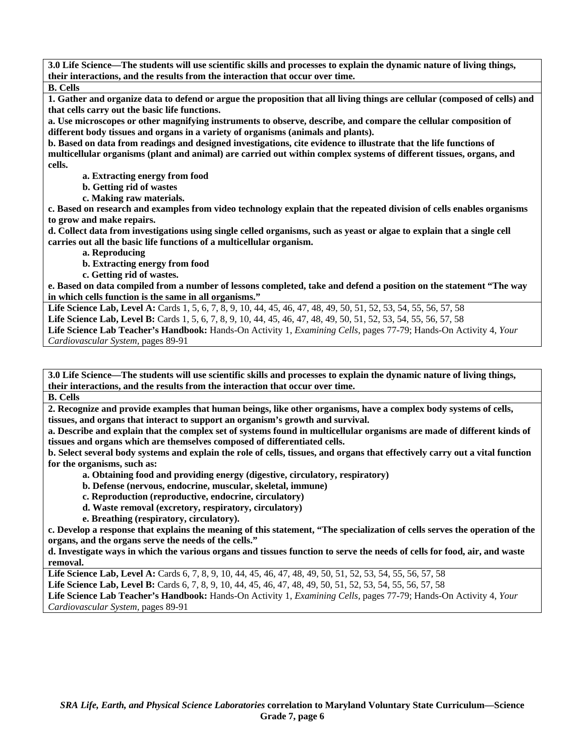**3.0 Life Science—The students will use scientific skills and processes to explain the dynamic nature of living things, their interactions, and the results from the interaction that occur over time.**

**B. Cells**

**1. Gather and organize data to defend or argue the proposition that all living things are cellular (composed of cells) and that cells carry out the basic life functions.**

**a. Use microscopes or other magnifying instruments to observe, describe, and compare the cellular composition of different body tissues and organs in a variety of organisms (animals and plants).**

**b. Based on data from readings and designed investigations, cite evidence to illustrate that the life functions of multicellular organisms (plant and animal) are carried out within complex systems of different tissues, organs, and cells.**

- **a. Extracting energy from food**
- **b. Getting rid of wastes**
- **c. Making raw materials.**

**c. Based on research and examples from video technology explain that the repeated division of cells enables organisms to grow and make repairs.**

**d. Collect data from investigations using single celled organisms, such as yeast or algae to explain that a single cell carries out all the basic life functions of a multicellular organism.**

- **a. Reproducing**
- **b. Extracting energy from food**
- **c. Getting rid of wastes.**

**e. Based on data compiled from a number of lessons completed, take and defend a position on the statement "The way in which cells function is the same in all organisms."**

**Life Science Lab, Level A:** Cards 1, 5, 6, 7, 8, 9, 10, 44, 45, 46, 47, 48, 49, 50, 51, 52, 53, 54, 55, 56, 57, 58

**Life Science Lab, Level B:** Cards 1, 5, 6, 7, 8, 9, 10, 44, 45, 46, 47, 48, 49, 50, 51, 52, 53, 54, 55, 56, 57, 58

**Life Science Lab Teacher's Handbook:** Hands-On Activity 1, *Examining Cells*, pages 77-79; Hands-On Activity 4, *Your Cardiovascular System*, pages 89-91

---

**3.0 Life Science—The students will use scientific skills and processes to explain the dynamic nature of living things, their interactions, and the results from the interaction that occur over time.**

**B. Cells**

**2. Recognize and provide examples that human beings, like other organisms, have a complex body systems of cells, tissues, and organs that interact to support an organism's growth and survival.**

**a. Describe and explain that the complex set of systems found in multicellular organisms are made of different kinds of tissues and organs which are themselves composed of differentiated cells.**

**b. Select several body systems and explain the role of cells, tissues, and organs that effectively carry out a vital function for the organisms, such as:**

- **a. Obtaining food and providing energy (digestive, circulatory, respiratory)**
- **b. Defense (nervous, endocrine, muscular, skeletal, immune)**
- **c. Reproduction (reproductive, endocrine, circulatory)**
- **d. Waste removal (excretory, respiratory, circulatory)**
- **e. Breathing (respiratory, circulatory).**

**c. Develop a response that explains the meaning of this statement, "The specialization of cells serves the operation of the organs, and the organs serve the needs of the cells."**

**d. Investigate ways in which the various organs and tissues function to serve the needs of cells for food, air, and waste removal.**

**Life Science Lab, Level A:** Cards 6, 7, 8, 9, 10, 44, 45, 46, 47, 48, 49, 50, 51, 52, 53, 54, 55, 56, 57, 58

**Life Science Lab, Level B:** Cards 6, 7, 8, 9, 10, 44, 45, 46, 47, 48, 49, 50, 51, 52, 53, 54, 55, 56, 57, 58

**Life Science Lab Teacher's Handbook:** Hands-On Activity 1, *Examining Cells*, pages 77-79; Hands-On Activity 4, *Your Cardiovascular System*, pages 89-91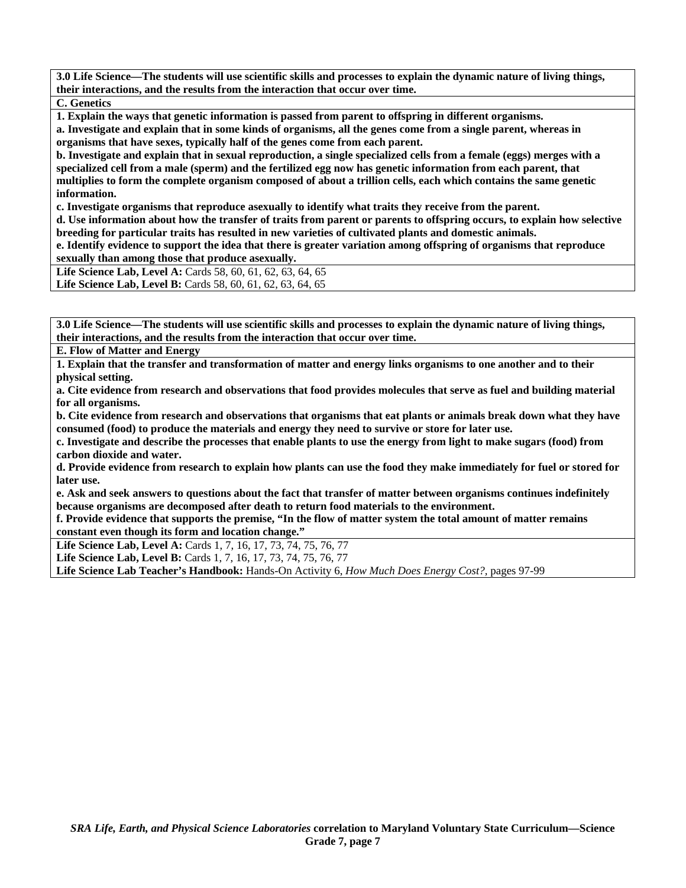**3.0 Life Science—The students will use scientific skills and processes to explain the dynamic nature of living things, their interactions, and the results from the interaction that occur over time.**

**C. Genetics**

**1. Explain the ways that genetic information is passed from parent to offspring in different organisms.**

**a. Investigate and explain that in some kinds of organisms, all the genes come from a single parent, whereas in organisms that have sexes, typically half of the genes come from each parent.**

**b. Investigate and explain that in sexual reproduction, a single specialized cells from a female (eggs) merges with a specialized cell from a male (sperm) and the fertilized egg now has genetic information from each parent, that multiplies to form the complete organism composed of about a trillion cells, each which contains the same genetic information.**

**c. Investigate organisms that reproduce asexually to identify what traits they receive from the parent.**

**d. Use information about how the transfer of traits from parent or parents to offspring occurs, to explain how selective breeding for particular traits has resulted in new varieties of cultivated plants and domestic animals.**

**e. Identify evidence to support the idea that there is greater variation among offspring of organisms that reproduce sexually than among those that produce asexually.**

**Life Science Lab, Level A:** Cards 58, 60, 61, 62, 63, 64, 65
**Life Science Lab, Level B:** Cards 58, 60, 61, 62, 63, 64, 65

**3.0 Life Science—The students will use scientific skills and processes to explain the dynamic nature of living things, their interactions, and the results from the interaction that occur over time.**

**E. Flow of Matter and Energy**

**1. Explain that the transfer and transformation of matter and energy links organisms to one another and to their physical setting.**

**a. Cite evidence from research and observations that food provides molecules that serve as fuel and building material for all organisms.**

**b. Cite evidence from research and observations that organisms that eat plants or animals break down what they have consumed (food) to produce the materials and energy they need to survive or store for later use.**

**c. Investigate and describe the processes that enable plants to use the energy from light to make sugars (food) from carbon dioxide and water.**

**d. Provide evidence from research to explain how plants can use the food they make immediately for fuel or stored for later use.**

**e. Ask and seek answers to questions about the fact that transfer of matter between organisms continues indefinitely because organisms are decomposed after death to return food materials to the environment.**

**f. Provide evidence that supports the premise, "In the flow of matter system the total amount of matter remains constant even though its form and location change."**

**Life Science Lab, Level A:** Cards 1, 7, 16, 17, 73, 74, 75, 76, 77
**Life Science Lab, Level B:** Cards 1, 7, 16, 17, 73, 74, 75, 76, 77
**Life Science Lab Teacher's Handbook:** Hands-On Activity 6, *How Much Does Energy Cost?,* pages 97-99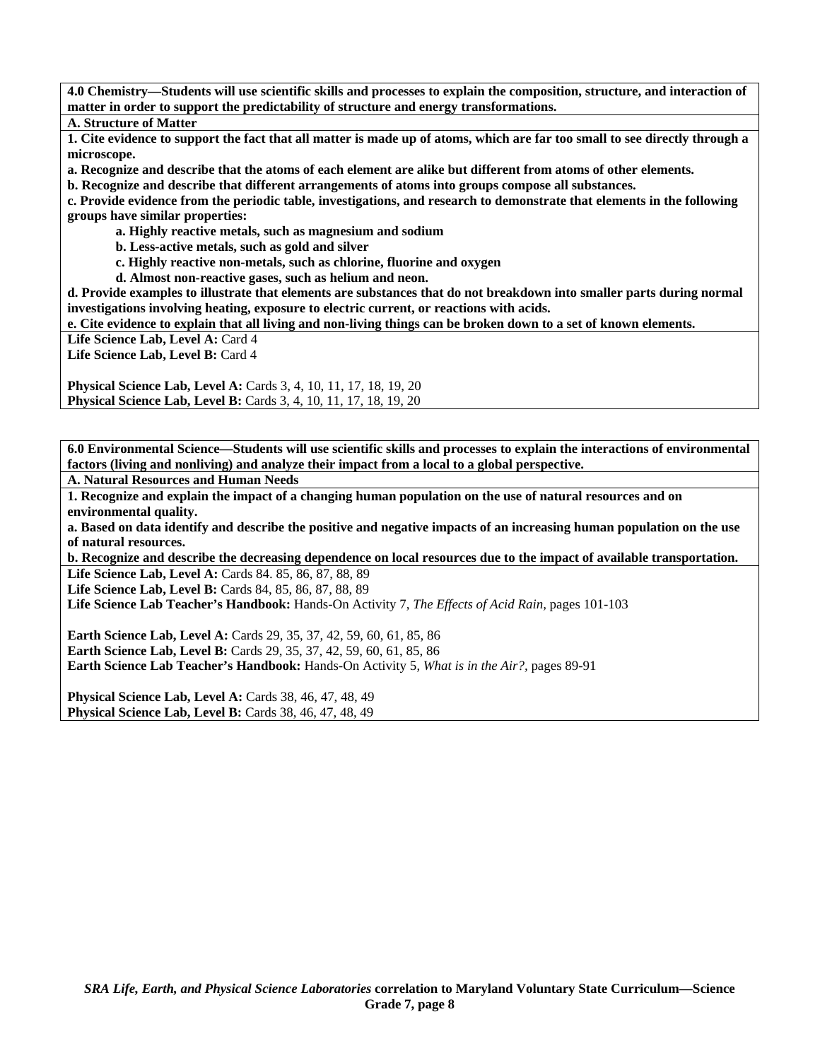**4.0 Chemistry—Students will use scientific skills and processes to explain the composition, structure, and interaction of matter in order to support the predictability of structure and energy transformations.**

**A. Structure of Matter**

**1. Cite evidence to support the fact that all matter is made up of atoms, which are far too small to see directly through a microscope.**

**a. Recognize and describe that the atoms of each element are alike but different from atoms of other elements.**

**b. Recognize and describe that different arrangements of atoms into groups compose all substances.**

**c. Provide evidence from the periodic table, investigations, and research to demonstrate that elements in the following groups have similar properties:**

- **a. Highly reactive metals, such as magnesium and sodium**
- **b. Less-active metals, such as gold and silver**
- **c. Highly reactive non-metals, such as chlorine, fluorine and oxygen**
- **d. Almost non-reactive gases, such as helium and neon.**

**d. Provide examples to illustrate that elements are substances that do not breakdown into smaller parts during normal investigations involving heating, exposure to electric current, or reactions with acids.**

**e. Cite evidence to explain that all living and non-living things can be broken down to a set of known elements.**

**Life Science Lab, Level A:** Card 4
**Life Science Lab, Level B:** Card 4

**Physical Science Lab, Level A:** Cards 3, 4, 10, 11, 17, 18, 19, 20
**Physical Science Lab, Level B:** Cards 3, 4, 10, 11, 17, 18, 19, 20

**6.0 Environmental Science—Students will use scientific skills and processes to explain the interactions of environmental factors (living and nonliving) and analyze their impact from a local to a global perspective.**

**A. Natural Resources and Human Needs**

**1. Recognize and explain the impact of a changing human population on the use of natural resources and on environmental quality.**

**a. Based on data identify and describe the positive and negative impacts of an increasing human population on the use of natural resources.**

**b. Recognize and describe the decreasing dependence on local resources due to the impact of available transportation.**

**Life Science Lab, Level A:** Cards 84. 85, 86, 87, 88, 89
**Life Science Lab, Level B:** Cards 84, 85, 86, 87, 88, 89
**Life Science Lab Teacher's Handbook:** Hands-On Activity 7, *The Effects of Acid Rain,* pages 101-103

**Earth Science Lab, Level A:** Cards 29, 35, 37, 42, 59, 60, 61, 85, 86
**Earth Science Lab, Level B:** Cards 29, 35, 37, 42, 59, 60, 61, 85, 86
**Earth Science Lab Teacher's Handbook:** Hands-On Activity 5, *What is in the Air?*, pages 89-91

**Physical Science Lab, Level A:** Cards 38, 46, 47, 48, 49
**Physical Science Lab, Level B:** Cards 38, 46, 47, 48, 49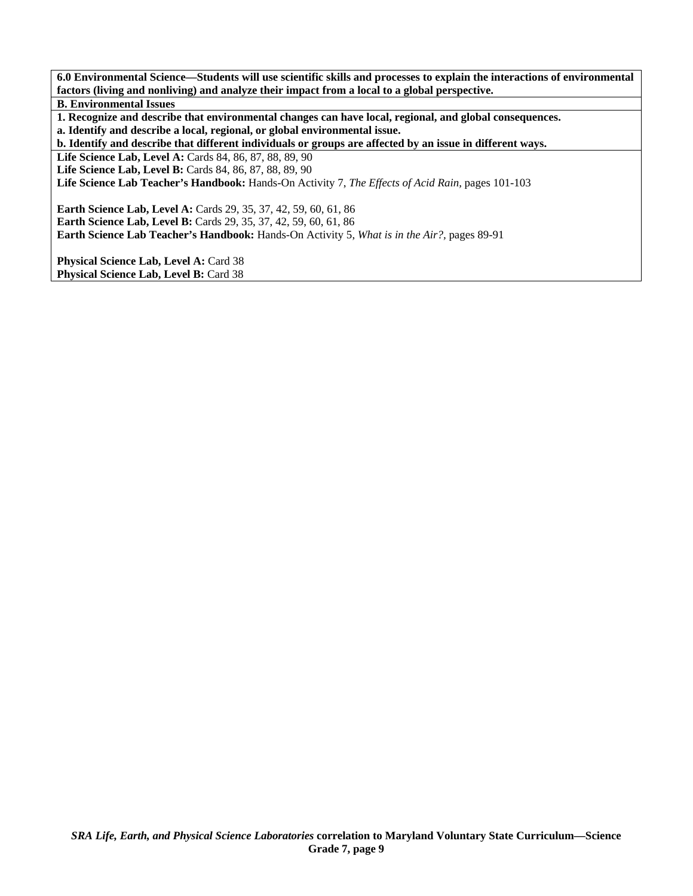**6.0 Environmental Science—Students will use scientific skills and processes to explain the interactions of environmental factors (living and nonliving) and analyze their impact from a local to a global perspective.**

**B. Environmental Issues**

**1. Recognize and describe that environmental changes can have local, regional, and global consequences.**

**a. Identify and describe a local, regional, or global environmental issue.**

**b. Identify and describe that different individuals or groups are affected by an issue in different ways.**

**Life Science Lab, Level A:** Cards 84, 86, 87, 88, 89, 90
**Life Science Lab, Level B:** Cards 84, 86, 87, 88, 89, 90
**Life Science Lab Teacher's Handbook:** Hands-On Activity 7, *The Effects of Acid Rain,* pages 101-103

**Earth Science Lab, Level A:** Cards 29, 35, 37, 42, 59, 60, 61, 86
**Earth Science Lab, Level B:** Cards 29, 35, 37, 42, 59, 60, 61, 86
**Earth Science Lab Teacher's Handbook:** Hands-On Activity 5, *What is in the Air?,* pages 89-91

**Physical Science Lab, Level A:** Card 38
**Physical Science Lab, Level B:** Card 38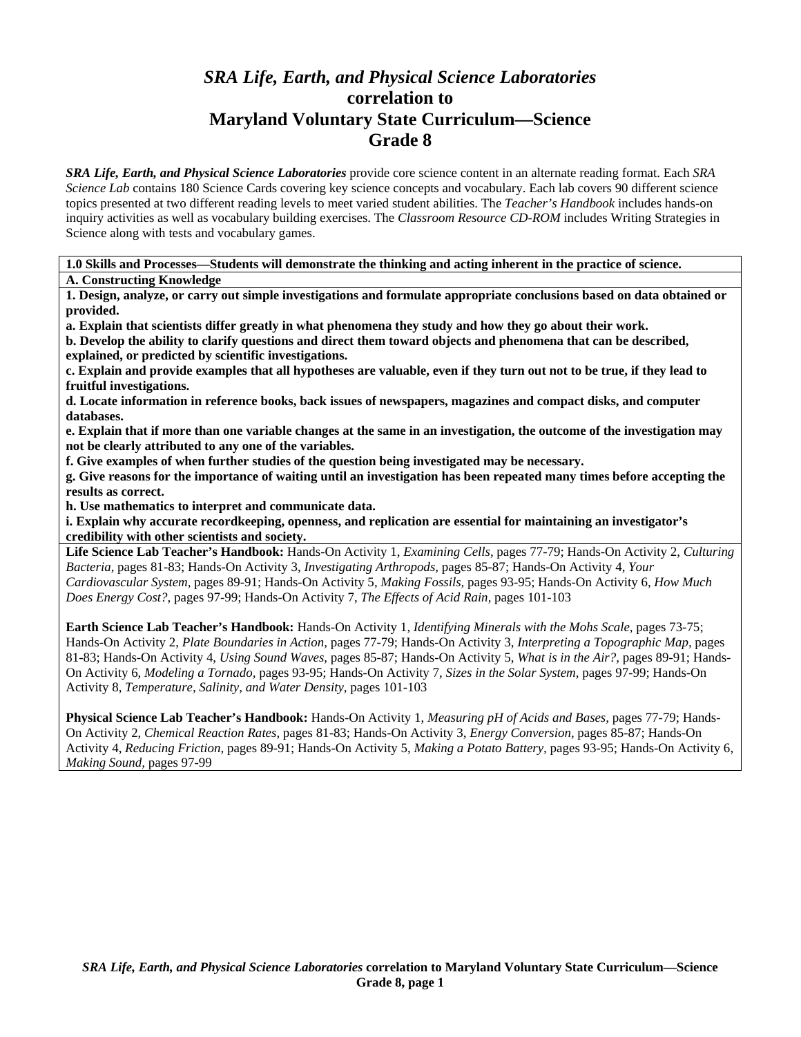# *SRA Life, Earth, and Physical Science Laboratories* correlation to Maryland Voluntary State Curriculum—Science Grade 8

***SRA Life, Earth, and Physical Science Laboratories*** provide core science content in an alternate reading format. Each *SRA Science Lab* contains 180 Science Cards covering key science concepts and vocabulary. Each lab covers 90 different science topics presented at two different reading levels to meet varied student abilities. The *Teacher's Handbook* includes hands-on inquiry activities as well as vocabulary building exercises. The *Classroom Resource CD-ROM* includes Writing Strategies in Science along with tests and vocabulary games.

**1.0 Skills and Processes—Students will demonstrate the thinking and acting inherent in the practice of science.**

**A. Constructing Knowledge**

**1. Design, analyze, or carry out simple investigations and formulate appropriate conclusions based on data obtained or provided.**

**a. Explain that scientists differ greatly in what phenomena they study and how they go about their work.**

**b. Develop the ability to clarify questions and direct them toward objects and phenomena that can be described, explained, or predicted by scientific investigations.**

**c. Explain and provide examples that all hypotheses are valuable, even if they turn out not to be true, if they lead to fruitful investigations.**

**d. Locate information in reference books, back issues of newspapers, magazines and compact disks, and computer databases.**

**e. Explain that if more than one variable changes at the same in an investigation, the outcome of the investigation may not be clearly attributed to any one of the variables.**

**f. Give examples of when further studies of the question being investigated may be necessary.**

**g. Give reasons for the importance of waiting until an investigation has been repeated many times before accepting the results as correct.**

**h. Use mathematics to interpret and communicate data.**

**i. Explain why accurate recordkeeping, openness, and replication are essential for maintaining an investigator's credibility with other scientists and society.**

**Life Science Lab Teacher's Handbook:** Hands-On Activity 1, *Examining Cells,* pages 77-79; Hands-On Activity 2, *Culturing Bacteria,* pages 81-83; Hands-On Activity 3, *Investigating Arthropods,* pages 85-87; Hands-On Activity 4, *Your Cardiovascular System,* pages 89-91; Hands-On Activity 5, *Making Fossils,* pages 93-95; Hands-On Activity 6, *How Much Does Energy Cost?,* pages 97-99; Hands-On Activity 7, *The Effects of Acid Rain,* pages 101-103

**Earth Science Lab Teacher's Handbook:** Hands-On Activity 1, *Identifying Minerals with the Mohs Scale,* pages 73-75; Hands-On Activity 2, *Plate Boundaries in Action,* pages 77-79; Hands-On Activity 3, *Interpreting a Topographic Map,* pages 81-83; Hands-On Activity 4, *Using Sound Waves,* pages 85-87; Hands-On Activity 5, *What is in the Air?,* pages 89-91; Hands-On Activity 6, *Modeling a Tornado,* pages 93-95; Hands-On Activity 7, *Sizes in the Solar System,* pages 97-99; Hands-On Activity 8, *Temperature, Salinity, and Water Density,* pages 101-103

**Physical Science Lab Teacher's Handbook:** Hands-On Activity 1, *Measuring pH of Acids and Bases,* pages 77-79; Hands-On Activity 2, *Chemical Reaction Rates,* pages 81-83; Hands-On Activity 3, *Energy Conversion,* pages 85-87; Hands-On Activity 4, *Reducing Friction,* pages 89-91; Hands-On Activity 5, *Making a Potato Battery,* pages 93-95; Hands-On Activity 6, *Making Sound,* pages 97-99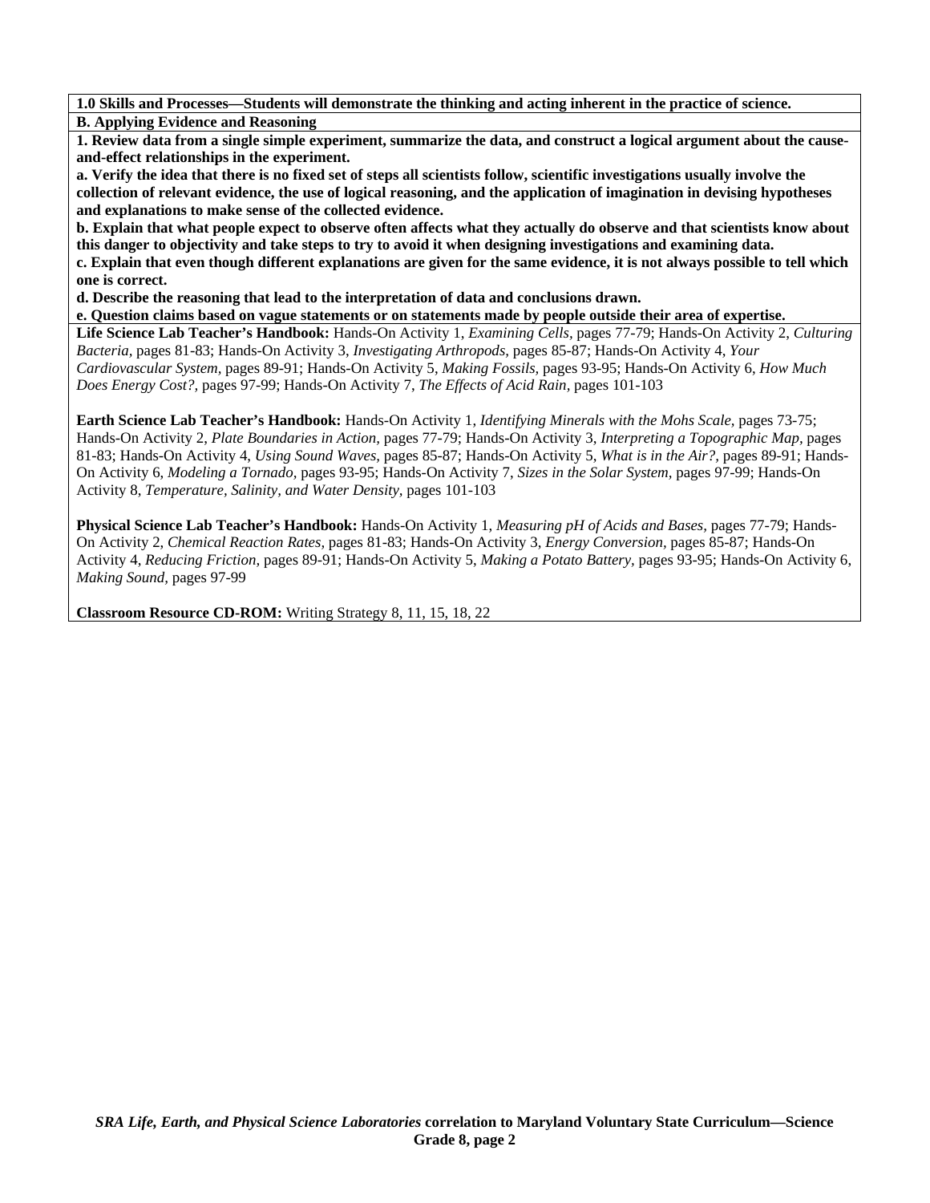**1.0 Skills and Processes—Students will demonstrate the thinking and acting inherent in the practice of science.**

**B. Applying Evidence and Reasoning**

**1. Review data from a single simple experiment, summarize the data, and construct a logical argument about the cause-and-effect relationships in the experiment.**

**a. Verify the idea that there is no fixed set of steps all scientists follow, scientific investigations usually involve the collection of relevant evidence, the use of logical reasoning, and the application of imagination in devising hypotheses and explanations to make sense of the collected evidence.**

**b. Explain that what people expect to observe often affects what they actually do observe and that scientists know about this danger to objectivity and take steps to try to avoid it when designing investigations and examining data.**

**c. Explain that even though different explanations are given for the same evidence, it is not always possible to tell which one is correct.**

**d. Describe the reasoning that lead to the interpretation of data and conclusions drawn.**

**e. Question claims based on vague statements or on statements made by people outside their area of expertise.**

**Life Science Lab Teacher's Handbook:** Hands-On Activity 1, *Examining Cells,* pages 77-79; Hands-On Activity 2, *Culturing Bacteria,* pages 81-83; Hands-On Activity 3, *Investigating Arthropods,* pages 85-87; Hands-On Activity 4, *Your Cardiovascular System,* pages 89-91; Hands-On Activity 5, *Making Fossils,* pages 93-95; Hands-On Activity 6, *How Much Does Energy Cost?,* pages 97-99; Hands-On Activity 7, *The Effects of Acid Rain,* pages 101-103

**Earth Science Lab Teacher's Handbook:** Hands-On Activity 1, *Identifying Minerals with the Mohs Scale,* pages 73-75; Hands-On Activity 2, *Plate Boundaries in Action,* pages 77-79; Hands-On Activity 3, *Interpreting a Topographic Map,* pages 81-83; Hands-On Activity 4, *Using Sound Waves,* pages 85-87; Hands-On Activity 5, *What is in the Air?,* pages 89-91; Hands-On Activity 6, *Modeling a Tornado,* pages 93-95; Hands-On Activity 7, *Sizes in the Solar System,* pages 97-99; Hands-On Activity 8, *Temperature, Salinity, and Water Density,* pages 101-103

**Physical Science Lab Teacher's Handbook:** Hands-On Activity 1, *Measuring pH of Acids and Bases,* pages 77-79; Hands-On Activity 2, *Chemical Reaction Rates,* pages 81-83; Hands-On Activity 3, *Energy Conversion,* pages 85-87; Hands-On Activity 4, *Reducing Friction,* pages 89-91; Hands-On Activity 5, *Making a Potato Battery,* pages 93-95; Hands-On Activity 6, *Making Sound,* pages 97-99

**Classroom Resource CD-ROM:** Writing Strategy 8, 11, 15, 18, 22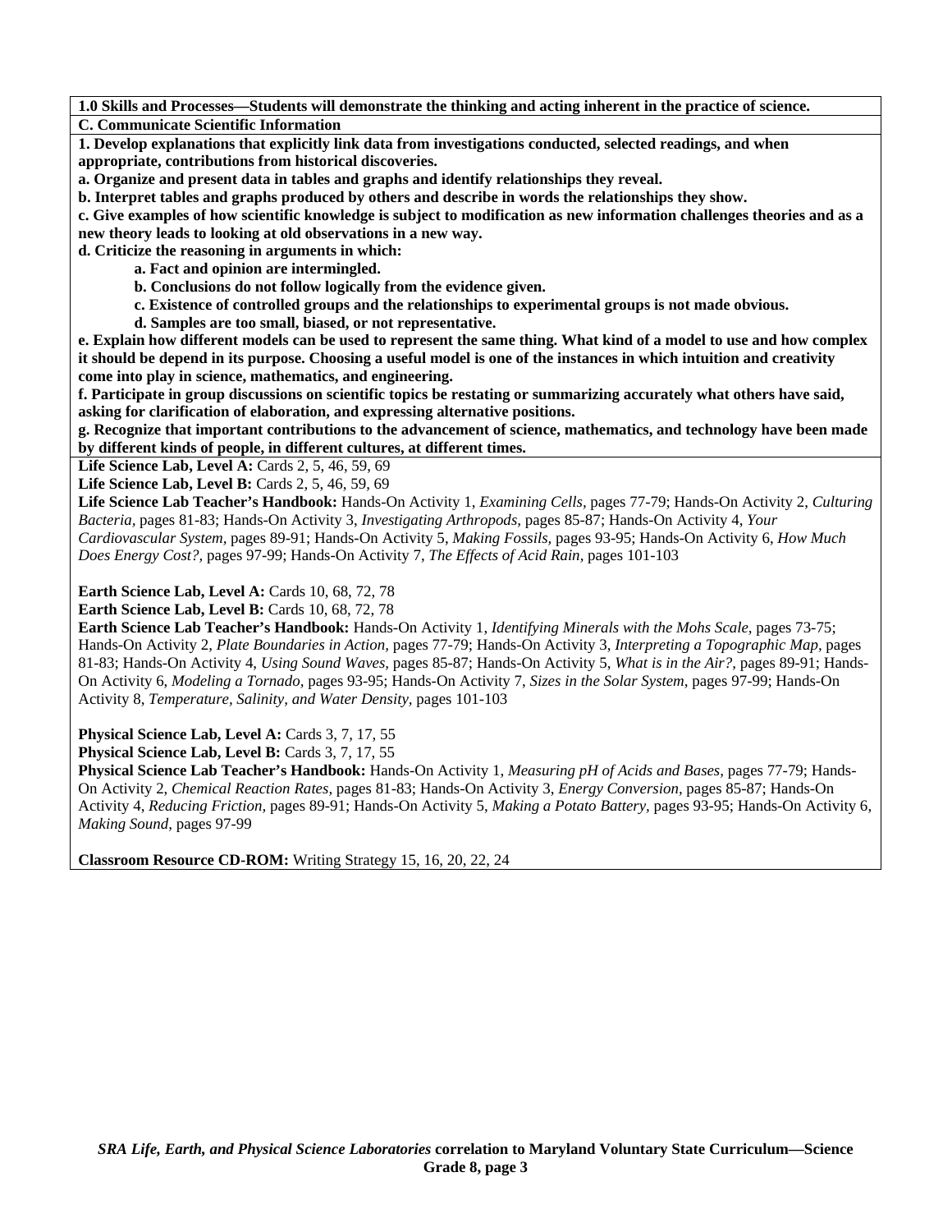**1.0 Skills and Processes—Students will demonstrate the thinking and acting inherent in the practice of science.**

**C. Communicate Scientific Information**

**1. Develop explanations that explicitly link data from investigations conducted, selected readings, and when appropriate, contributions from historical discoveries.**

**a. Organize and present data in tables and graphs and identify relationships they reveal.**

**b. Interpret tables and graphs produced by others and describe in words the relationships they show.**

**c. Give examples of how scientific knowledge is subject to modification as new information challenges theories and as a new theory leads to looking at old observations in a new way.**

**d. Criticize the reasoning in arguments in which:**

- **a. Fact and opinion are intermingled.**
- **b. Conclusions do not follow logically from the evidence given.**
- **c. Existence of controlled groups and the relationships to experimental groups is not made obvious.**
- **d. Samples are too small, biased, or not representative.**

**e. Explain how different models can be used to represent the same thing. What kind of a model to use and how complex it should be depend in its purpose. Choosing a useful model is one of the instances in which intuition and creativity come into play in science, mathematics, and engineering.**

**f. Participate in group discussions on scientific topics be restating or summarizing accurately what others have said, asking for clarification of elaboration, and expressing alternative positions.**

**g. Recognize that important contributions to the advancement of science, mathematics, and technology have been made by different kinds of people, in different cultures, at different times.**

**Life Science Lab, Level A:** Cards 2, 5, 46, 59, 69

**Life Science Lab, Level B:** Cards 2, 5, 46, 59, 69

**Life Science Lab Teacher's Handbook:** Hands-On Activity 1, *Examining Cells,* pages 77-79; Hands-On Activity 2, *Culturing Bacteria,* pages 81-83; Hands-On Activity 3, *Investigating Arthropods,* pages 85-87; Hands-On Activity 4, *Your Cardiovascular System,* pages 89-91; Hands-On Activity 5, *Making Fossils,* pages 93-95; Hands-On Activity 6, *How Much Does Energy Cost?,* pages 97-99; Hands-On Activity 7, *The Effects of Acid Rain,* pages 101-103

**Earth Science Lab, Level A:** Cards 10, 68, 72, 78

**Earth Science Lab, Level B:** Cards 10, 68, 72, 78

**Earth Science Lab Teacher's Handbook:** Hands-On Activity 1, *Identifying Minerals with the Mohs Scale,* pages 73-75; Hands-On Activity 2, *Plate Boundaries in Action,* pages 77-79; Hands-On Activity 3, *Interpreting a Topographic Map,* pages 81-83; Hands-On Activity 4, *Using Sound Waves,* pages 85-87; Hands-On Activity 5, *What is in the Air?,* pages 89-91; Hands-On Activity 6, *Modeling a Tornado,* pages 93-95; Hands-On Activity 7, *Sizes in the Solar System,* pages 97-99; Hands-On Activity 8, *Temperature, Salinity, and Water Density,* pages 101-103

**Physical Science Lab, Level A:** Cards 3, 7, 17, 55

**Physical Science Lab, Level B:** Cards 3, 7, 17, 55

**Physical Science Lab Teacher's Handbook:** Hands-On Activity 1, *Measuring pH of Acids and Bases,* pages 77-79; Hands-On Activity 2, *Chemical Reaction Rates,* pages 81-83; Hands-On Activity 3, *Energy Conversion,* pages 85-87; Hands-On Activity 4, *Reducing Friction,* pages 89-91; Hands-On Activity 5, *Making a Potato Battery,* pages 93-95; Hands-On Activity 6, *Making Sound,* pages 97-99

**Classroom Resource CD-ROM:** Writing Strategy 15, 16, 20, 22, 24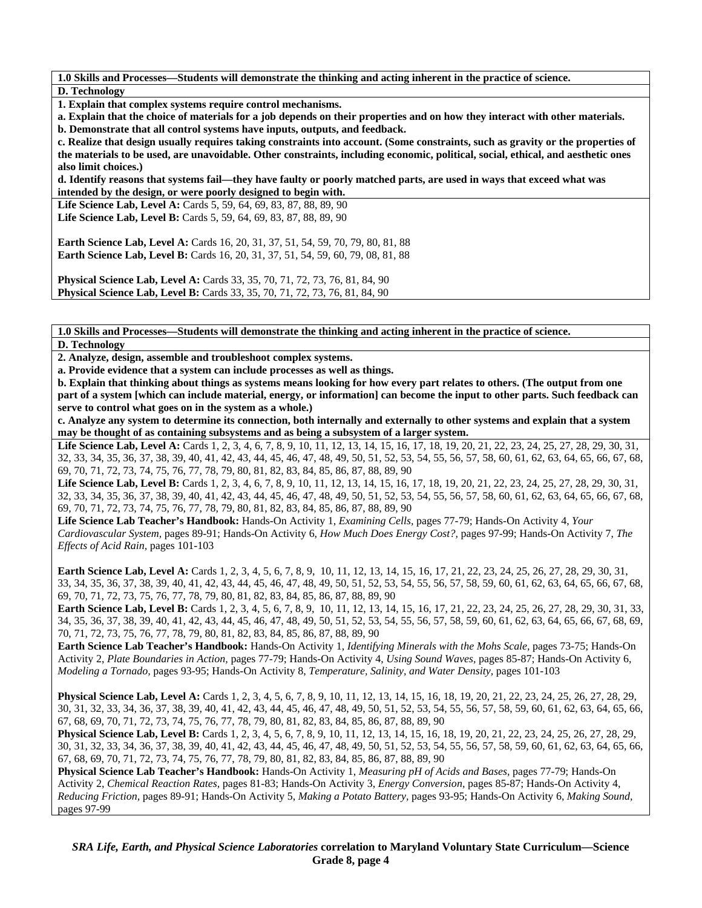**1.0 Skills and Processes—Students will demonstrate the thinking and acting inherent in the practice of science.**

**D. Technology**

**1. Explain that complex systems require control mechanisms.**

**a. Explain that the choice of materials for a job depends on their properties and on how they interact with other materials.**

**b. Demonstrate that all control systems have inputs, outputs, and feedback.**

**c. Realize that design usually requires taking constraints into account. (Some constraints, such as gravity or the properties of the materials to be used, are unavoidable. Other constraints, including economic, political, social, ethical, and aesthetic ones also limit choices.)**

**d. Identify reasons that systems fail—they have faulty or poorly matched parts, are used in ways that exceed what was intended by the design, or were poorly designed to begin with.**

**Life Science Lab, Level A:** Cards 5, 59, 64, 69, 83, 87, 88, 89, 90
**Life Science Lab, Level B:** Cards 5, 59, 64, 69, 83, 87, 88, 89, 90

**Earth Science Lab, Level A:** Cards 16, 20, 31, 37, 51, 54, 59, 70, 79, 80, 81, 88
**Earth Science Lab, Level B:** Cards 16, 20, 31, 37, 51, 54, 59, 60, 79, 08, 81, 88

**Physical Science Lab, Level A:** Cards 33, 35, 70, 71, 72, 73, 76, 81, 84, 90
**Physical Science Lab, Level B:** Cards 33, 35, 70, 71, 72, 73, 76, 81, 84, 90

**1.0 Skills and Processes—Students will demonstrate the thinking and acting inherent in the practice of science.**

**D. Technology**

**2. Analyze, design, assemble and troubleshoot complex systems.**

**a. Provide evidence that a system can include processes as well as things.**

**b. Explain that thinking about things as systems means looking for how every part relates to others. (The output from one part of a system [which can include material, energy, or information] can become the input to other parts. Such feedback can serve to control what goes on in the system as a whole.)**

**c. Analyze any system to determine its connection, both internally and externally to other systems and explain that a system may be thought of as containing subsystems and as being a subsystem of a larger system.**

**Life Science Lab, Level A:** Cards 1, 2, 3, 4, 6, 7, 8, 9, 10, 11, 12, 13, 14, 15, 16, 17, 18, 19, 20, 21, 22, 23, 24, 25, 27, 28, 29, 30, 31, 32, 33, 34, 35, 36, 37, 38, 39, 40, 41, 42, 43, 44, 45, 46, 47, 48, 49, 50, 51, 52, 53, 54, 55, 56, 57, 58, 60, 61, 62, 63, 64, 65, 66, 67, 68, 69, 70, 71, 72, 73, 74, 75, 76, 77, 78, 79, 80, 81, 82, 83, 84, 85, 86, 87, 88, 89, 90
**Life Science Lab, Level B:** Cards 1, 2, 3, 4, 6, 7, 8, 9, 10, 11, 12, 13, 14, 15, 16, 17, 18, 19, 20, 21, 22, 23, 24, 25, 27, 28, 29, 30, 31, 32, 33, 34, 35, 36, 37, 38, 39, 40, 41, 42, 43, 44, 45, 46, 47, 48, 49, 50, 51, 52, 53, 54, 55, 56, 57, 58, 60, 61, 62, 63, 64, 65, 66, 67, 68, 69, 70, 71, 72, 73, 74, 75, 76, 77, 78, 79, 80, 81, 82, 83, 84, 85, 86, 87, 88, 89, 90
**Life Science Lab Teacher's Handbook:** Hands-On Activity 1, *Examining Cells,* pages 77-79; Hands-On Activity 4, *Your Cardiovascular System,* pages 89-91; Hands-On Activity 6, *How Much Does Energy Cost?,* pages 97-99; Hands-On Activity 7, *The Effects of Acid Rain,* pages 101-103

**Earth Science Lab, Level A:** Cards 1, 2, 3, 4, 5, 6, 7, 8, 9, 10, 11, 12, 13, 14, 15, 16, 17, 21, 22, 23, 24, 25, 26, 27, 28, 29, 30, 31, 33, 34, 35, 36, 37, 38, 39, 40, 41, 42, 43, 44, 45, 46, 47, 48, 49, 50, 51, 52, 53, 54, 55, 56, 57, 58, 59, 60, 61, 62, 63, 64, 65, 66, 67, 68, 69, 70, 71, 72, 73, 75, 76, 77, 78, 79, 80, 81, 82, 83, 84, 85, 86, 87, 88, 89, 90
**Earth Science Lab, Level B:** Cards 1, 2, 3, 4, 5, 6, 7, 8, 9, 10, 11, 12, 13, 14, 15, 16, 17, 21, 22, 23, 24, 25, 26, 27, 28, 29, 30, 31, 33, 34, 35, 36, 37, 38, 39, 40, 41, 42, 43, 44, 45, 46, 47, 48, 49, 50, 51, 52, 53, 54, 55, 56, 57, 58, 59, 60, 61, 62, 63, 64, 65, 66, 67, 68, 69, 70, 71, 72, 73, 75, 76, 77, 78, 79, 80, 81, 82, 83, 84, 85, 86, 87, 88, 89, 90
**Earth Science Lab Teacher's Handbook:** Hands-On Activity 1, *Identifying Minerals with the Mohs Scale,* pages 73-75; Hands-On Activity 2, *Plate Boundaries in Action,* pages 77-79; Hands-On Activity 4, *Using Sound Waves,* pages 85-87; Hands-On Activity 6, *Modeling a Tornado,* pages 93-95; Hands-On Activity 8, *Temperature, Salinity, and Water Density,* pages 101-103

**Physical Science Lab, Level A:** Cards 1, 2, 3, 4, 5, 6, 7, 8, 9, 10, 11, 12, 13, 14, 15, 16, 18, 19, 20, 21, 22, 23, 24, 25, 26, 27, 28, 29, 30, 31, 32, 33, 34, 36, 37, 38, 39, 40, 41, 42, 43, 44, 45, 46, 47, 48, 49, 50, 51, 52, 53, 54, 55, 56, 57, 58, 59, 60, 61, 62, 63, 64, 65, 66, 67, 68, 69, 70, 71, 72, 73, 74, 75, 76, 77, 78, 79, 80, 81, 82, 83, 84, 85, 86, 87, 88, 89, 90
**Physical Science Lab, Level B:** Cards 1, 2, 3, 4, 5, 6, 7, 8, 9, 10, 11, 12, 13, 14, 15, 16, 18, 19, 20, 21, 22, 23, 24, 25, 26, 27, 28, 29, 30, 31, 32, 33, 34, 36, 37, 38, 39, 40, 41, 42, 43, 44, 45, 46, 47, 48, 49, 50, 51, 52, 53, 54, 55, 56, 57, 58, 59, 60, 61, 62, 63, 64, 65, 66, 67, 68, 69, 70, 71, 72, 73, 74, 75, 76, 77, 78, 79, 80, 81, 82, 83, 84, 85, 86, 87, 88, 89, 90
**Physical Science Lab Teacher's Handbook:** Hands-On Activity 1, *Measuring pH of Acids and Bases,* pages 77-79; Hands-On Activity 2, *Chemical Reaction Rates,* pages 81-83; Hands-On Activity 3, *Energy Conversion,* pages 85-87; Hands-On Activity 4, *Reducing Friction,* pages 89-91; Hands-On Activity 5, *Making a Potato Battery,* pages 93-95; Hands-On Activity 6, *Making Sound,* pages 97-99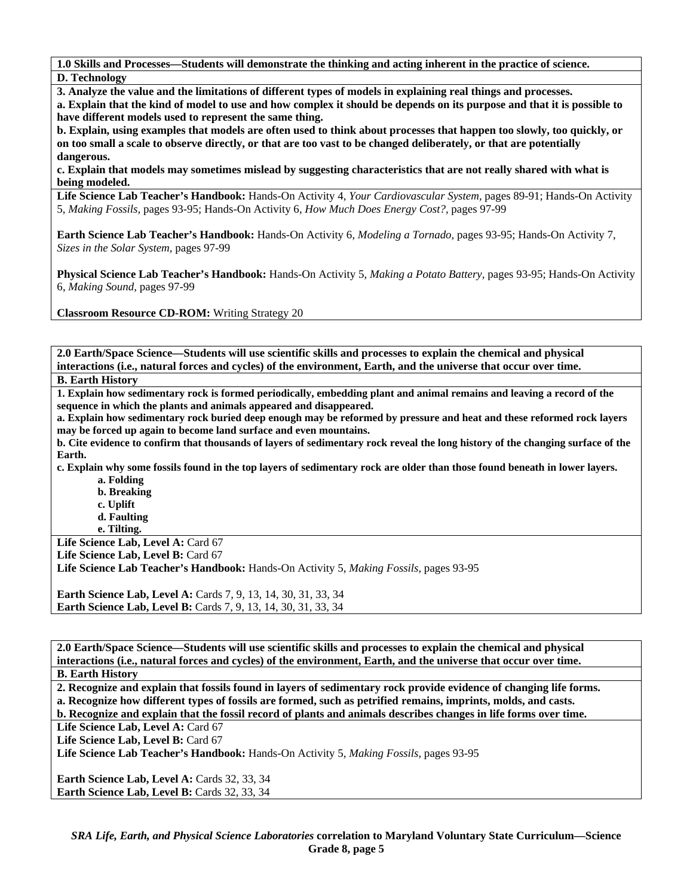**1.0 Skills and Processes—Students will demonstrate the thinking and acting inherent in the practice of science.**

**D. Technology**

**3. Analyze the value and the limitations of different types of models in explaining real things and processes.**

**a. Explain that the kind of model to use and how complex it should be depends on its purpose and that it is possible to have different models used to represent the same thing.**

**b. Explain, using examples that models are often used to think about processes that happen too slowly, too quickly, or on too small a scale to observe directly, or that are too vast to be changed deliberately, or that are potentially dangerous.**

**c. Explain that models may sometimes mislead by suggesting characteristics that are not really shared with what is being modeled.**

**Life Science Lab Teacher's Handbook:** Hands-On Activity 4, *Your Cardiovascular System,* pages 89-91; Hands-On Activity 5, *Making Fossils,* pages 93-95; Hands-On Activity 6, *How Much Does Energy Cost?,* pages 97-99

**Earth Science Lab Teacher's Handbook:** Hands-On Activity 6, *Modeling a Tornado,* pages 93-95; Hands-On Activity 7, *Sizes in the Solar System,* pages 97-99

**Physical Science Lab Teacher's Handbook:** Hands-On Activity 5, *Making a Potato Battery,* pages 93-95; Hands-On Activity 6, *Making Sound,* pages 97-99

**Classroom Resource CD-ROM:** Writing Strategy 20

---

**2.0 Earth/Space Science—Students will use scientific skills and processes to explain the chemical and physical interactions (i.e., natural forces and cycles) of the environment, Earth, and the universe that occur over time.**

**B. Earth History**

**1. Explain how sedimentary rock is formed periodically, embedding plant and animal remains and leaving a record of the sequence in which the plants and animals appeared and disappeared.**

**a. Explain how sedimentary rock buried deep enough may be reformed by pressure and heat and these reformed rock layers may be forced up again to become land surface and even mountains.**

**b. Cite evidence to confirm that thousands of layers of sedimentary rock reveal the long history of the changing surface of the Earth.**

**c. Explain why some fossils found in the top layers of sedimentary rock are older than those found beneath in lower layers.**

- **a. Folding**
- **b. Breaking**
- **c. Uplift**
- **d. Faulting**
- **e. Tilting.**

**Life Science Lab, Level A:** Card 67
**Life Science Lab, Level B:** Card 67
**Life Science Lab Teacher's Handbook:** Hands-On Activity 5, *Making Fossils,* pages 93-95

**Earth Science Lab, Level A:** Cards 7, 9, 13, 14, 30, 31, 33, 34
**Earth Science Lab, Level B:** Cards 7, 9, 13, 14, 30, 31, 33, 34

---

**2.0 Earth/Space Science—Students will use scientific skills and processes to explain the chemical and physical interactions (i.e., natural forces and cycles) of the environment, Earth, and the universe that occur over time.**

**B. Earth History**

**2. Recognize and explain that fossils found in layers of sedimentary rock provide evidence of changing life forms.**

**a. Recognize how different types of fossils are formed, such as petrified remains, imprints, molds, and casts.**

**b. Recognize and explain that the fossil record of plants and animals describes changes in life forms over time.**

**Life Science Lab, Level A:** Card 67
**Life Science Lab, Level B:** Card 67
**Life Science Lab Teacher's Handbook:** Hands-On Activity 5, *Making Fossils,* pages 93-95

**Earth Science Lab, Level A:** Cards 32, 33, 34
**Earth Science Lab, Level B:** Cards 32, 33, 34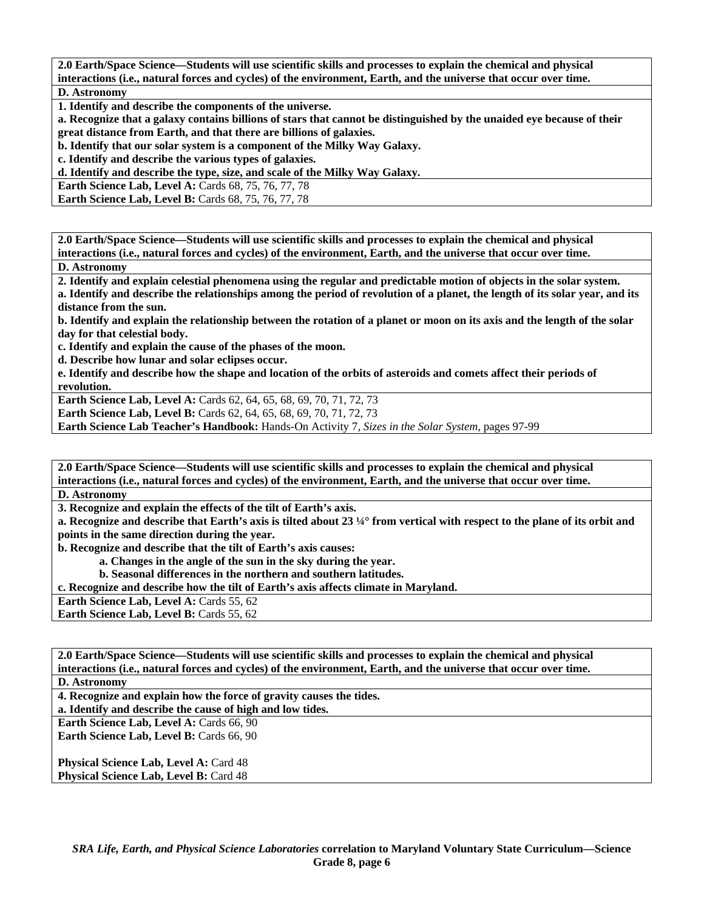**2.0 Earth/Space Science—Students will use scientific skills and processes to explain the chemical and physical interactions (i.e., natural forces and cycles) of the environment, Earth, and the universe that occur over time.**

**D. Astronomy**

**1. Identify and describe the components of the universe.**

**a. Recognize that a galaxy contains billions of stars that cannot be distinguished by the unaided eye because of their great distance from Earth, and that there are billions of galaxies.**

**b. Identify that our solar system is a component of the Milky Way Galaxy.**

**c. Identify and describe the various types of galaxies.**

**d. Identify and describe the type, size, and scale of the Milky Way Galaxy.**

**Earth Science Lab, Level A:** Cards 68, 75, 76, 77, 78
**Earth Science Lab, Level B:** Cards 68, 75, 76, 77, 78

**2.0 Earth/Space Science—Students will use scientific skills and processes to explain the chemical and physical interactions (i.e., natural forces and cycles) of the environment, Earth, and the universe that occur over time.**

**D. Astronomy**

**2. Identify and explain celestial phenomena using the regular and predictable motion of objects in the solar system.**

**a. Identify and describe the relationships among the period of revolution of a planet, the length of its solar year, and its distance from the sun.**

**b. Identify and explain the relationship between the rotation of a planet or moon on its axis and the length of the solar day for that celestial body.**

**c. Identify and explain the cause of the phases of the moon.**

**d. Describe how lunar and solar eclipses occur.**

**e. Identify and describe how the shape and location of the orbits of asteroids and comets affect their periods of revolution.**

**Earth Science Lab, Level A:** Cards 62, 64, 65, 68, 69, 70, 71, 72, 73
**Earth Science Lab, Level B:** Cards 62, 64, 65, 68, 69, 70, 71, 72, 73
**Earth Science Lab Teacher's Handbook:** Hands-On Activity 7, *Sizes in the Solar System,* pages 97-99

**2.0 Earth/Space Science—Students will use scientific skills and processes to explain the chemical and physical interactions (i.e., natural forces and cycles) of the environment, Earth, and the universe that occur over time.**

**D. Astronomy**

**3. Recognize and explain the effects of the tilt of Earth's axis.**

**a. Recognize and describe that Earth's axis is tilted about 23 ¼° from vertical with respect to the plane of its orbit and points in the same direction during the year.**

**b. Recognize and describe that the tilt of Earth's axis causes:**

- **a. Changes in the angle of the sun in the sky during the year.**
- **b. Seasonal differences in the northern and southern latitudes.**

**c. Recognize and describe how the tilt of Earth's axis affects climate in Maryland.**

**Earth Science Lab, Level A:** Cards 55, 62
**Earth Science Lab, Level B:** Cards 55, 62

**2.0 Earth/Space Science—Students will use scientific skills and processes to explain the chemical and physical interactions (i.e., natural forces and cycles) of the environment, Earth, and the universe that occur over time.**

**D. Astronomy**

**4. Recognize and explain how the force of gravity causes the tides.**

**a. Identify and describe the cause of high and low tides.**

**Earth Science Lab, Level A:** Cards 66, 90
**Earth Science Lab, Level B:** Cards 66, 90

**Physical Science Lab, Level A:** Card 48
**Physical Science Lab, Level B:** Card 48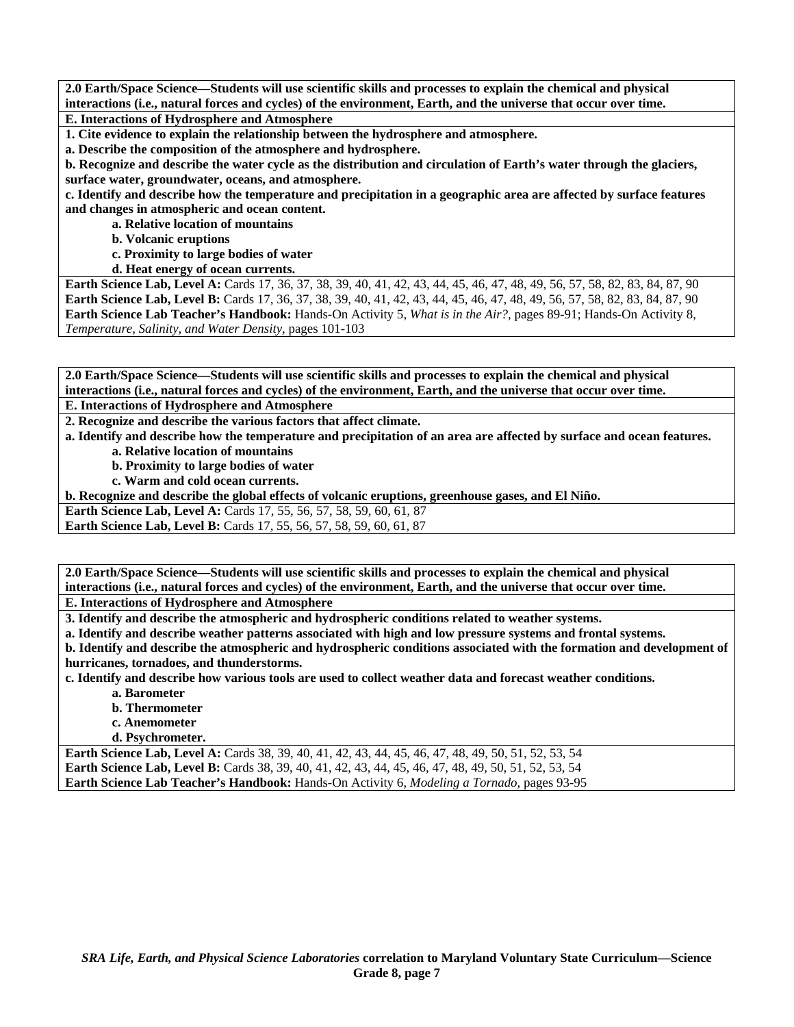**2.0 Earth/Space Science—Students will use scientific skills and processes to explain the chemical and physical interactions (i.e., natural forces and cycles) of the environment, Earth, and the universe that occur over time.**

**E. Interactions of Hydrosphere and Atmosphere**

**1. Cite evidence to explain the relationship between the hydrosphere and atmosphere.**

**a. Describe the composition of the atmosphere and hydrosphere.**

**b. Recognize and describe the water cycle as the distribution and circulation of Earth's water through the glaciers, surface water, groundwater, oceans, and atmosphere.**

**c. Identify and describe how the temperature and precipitation in a geographic area are affected by surface features and changes in atmospheric and ocean content.**

- **a. Relative location of mountains**
- **b. Volcanic eruptions**
- **c. Proximity to large bodies of water**
- **d. Heat energy of ocean currents.**

**Earth Science Lab, Level A:** Cards 17, 36, 37, 38, 39, 40, 41, 42, 43, 44, 45, 46, 47, 48, 49, 56, 57, 58, 82, 83, 84, 87, 90
**Earth Science Lab, Level B:** Cards 17, 36, 37, 38, 39, 40, 41, 42, 43, 44, 45, 46, 47, 48, 49, 56, 57, 58, 82, 83, 84, 87, 90
**Earth Science Lab Teacher's Handbook:** Hands-On Activity 5, *What is in the Air?,* pages 89-91; Hands-On Activity 8, *Temperature, Salinity, and Water Density,* pages 101-103

**2.0 Earth/Space Science—Students will use scientific skills and processes to explain the chemical and physical interactions (i.e., natural forces and cycles) of the environment, Earth, and the universe that occur over time.**

**E. Interactions of Hydrosphere and Atmosphere**

**2. Recognize and describe the various factors that affect climate.**

**a. Identify and describe how the temperature and precipitation of an area are affected by surface and ocean features.**

- **a. Relative location of mountains**
- **b. Proximity to large bodies of water**
- **c. Warm and cold ocean currents.**

**b. Recognize and describe the global effects of volcanic eruptions, greenhouse gases, and El Niño.**

**Earth Science Lab, Level A:** Cards 17, 55, 56, 57, 58, 59, 60, 61, 87
**Earth Science Lab, Level B:** Cards 17, 55, 56, 57, 58, 59, 60, 61, 87

**2.0 Earth/Space Science—Students will use scientific skills and processes to explain the chemical and physical interactions (i.e., natural forces and cycles) of the environment, Earth, and the universe that occur over time.**

**E. Interactions of Hydrosphere and Atmosphere**

**3. Identify and describe the atmospheric and hydrospheric conditions related to weather systems.**

**a. Identify and describe weather patterns associated with high and low pressure systems and frontal systems.**

**b. Identify and describe the atmospheric and hydrospheric conditions associated with the formation and development of hurricanes, tornadoes, and thunderstorms.**

**c. Identify and describe how various tools are used to collect weather data and forecast weather conditions.**

- **a. Barometer**
- **b. Thermometer**
- **c. Anemometer**
- **d. Psychrometer.**

**Earth Science Lab, Level A:** Cards 38, 39, 40, 41, 42, 43, 44, 45, 46, 47, 48, 49, 50, 51, 52, 53, 54
**Earth Science Lab, Level B:** Cards 38, 39, 40, 41, 42, 43, 44, 45, 46, 47, 48, 49, 50, 51, 52, 53, 54
**Earth Science Lab Teacher's Handbook:** Hands-On Activity 6, *Modeling a Tornado,* pages 93-95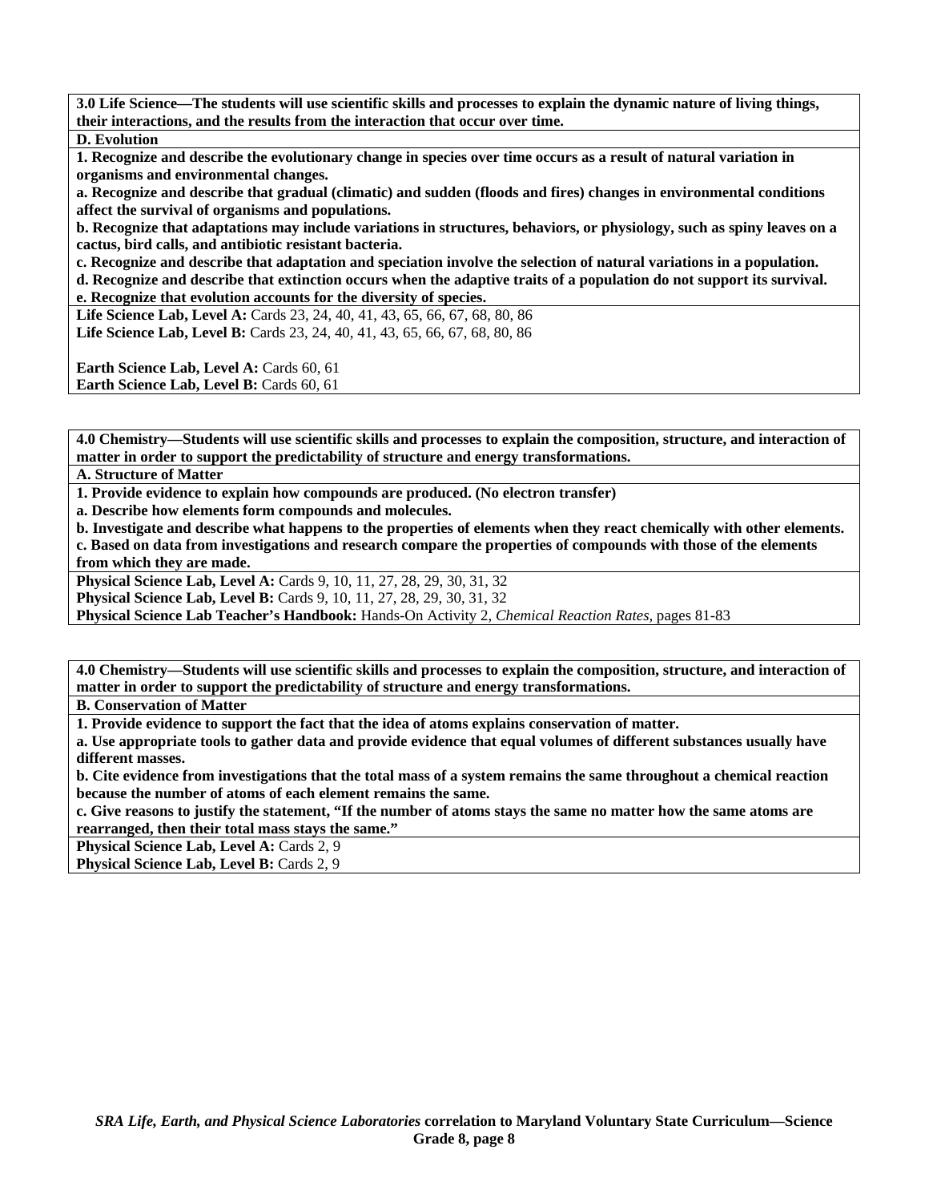**3.0 Life Science—The students will use scientific skills and processes to explain the dynamic nature of living things, their interactions, and the results from the interaction that occur over time.**

**D. Evolution**

**1. Recognize and describe the evolutionary change in species over time occurs as a result of natural variation in organisms and environmental changes.**

**a. Recognize and describe that gradual (climatic) and sudden (floods and fires) changes in environmental conditions affect the survival of organisms and populations.**

**b. Recognize that adaptations may include variations in structures, behaviors, or physiology, such as spiny leaves on a cactus, bird calls, and antibiotic resistant bacteria.**

**c. Recognize and describe that adaptation and speciation involve the selection of natural variations in a population.**

**d. Recognize and describe that extinction occurs when the adaptive traits of a population do not support its survival.**

**e. Recognize that evolution accounts for the diversity of species.**

**Life Science Lab, Level A:** Cards 23, 24, 40, 41, 43, 65, 66, 67, 68, 80, 86
**Life Science Lab, Level B:** Cards 23, 24, 40, 41, 43, 65, 66, 67, 68, 80, 86

**Earth Science Lab, Level A:** Cards 60, 61
**Earth Science Lab, Level B:** Cards 60, 61

**4.0 Chemistry—Students will use scientific skills and processes to explain the composition, structure, and interaction of matter in order to support the predictability of structure and energy transformations.**

**A. Structure of Matter**

**1. Provide evidence to explain how compounds are produced. (No electron transfer)**

**a. Describe how elements form compounds and molecules.**

**b. Investigate and describe what happens to the properties of elements when they react chemically with other elements.**

**c. Based on data from investigations and research compare the properties of compounds with those of the elements from which they are made.**

**Physical Science Lab, Level A:** Cards 9, 10, 11, 27, 28, 29, 30, 31, 32
**Physical Science Lab, Level B:** Cards 9, 10, 11, 27, 28, 29, 30, 31, 32
**Physical Science Lab Teacher's Handbook:** Hands-On Activity 2, *Chemical Reaction Rates,* pages 81-83

**4.0 Chemistry—Students will use scientific skills and processes to explain the composition, structure, and interaction of matter in order to support the predictability of structure and energy transformations.**

**B. Conservation of Matter**

**1. Provide evidence to support the fact that the idea of atoms explains conservation of matter.**

**a. Use appropriate tools to gather data and provide evidence that equal volumes of different substances usually have different masses.**

**b. Cite evidence from investigations that the total mass of a system remains the same throughout a chemical reaction because the number of atoms of each element remains the same.**

**c. Give reasons to justify the statement, "If the number of atoms stays the same no matter how the same atoms are rearranged, then their total mass stays the same."**

**Physical Science Lab, Level A:** Cards 2, 9
**Physical Science Lab, Level B:** Cards 2, 9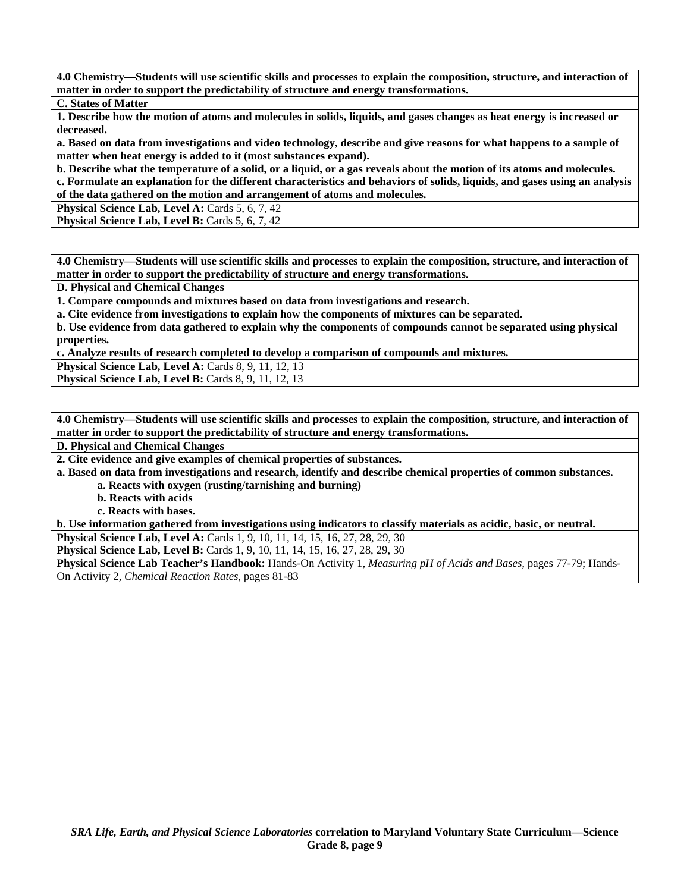| **4.0 Chemistry—Students will use scientific skills and processes to explain the composition, structure, and interaction of matter in order to support the predictability of structure and energy transformations.** |
|---|
| **C. States of Matter** |
| **1. Describe how the motion of atoms and molecules in solids, liquids, and gases changes as heat energy is increased or decreased.**<br>**a. Based on data from investigations and video technology, describe and give reasons for what happens to a sample of matter when heat energy is added to it (most substances expand).**<br>**b. Describe what the temperature of a solid, or a liquid, or a gas reveals about the motion of its atoms and molecules.**<br>**c. Formulate an explanation for the different characteristics and behaviors of solids, liquids, and gases using an analysis of the data gathered on the motion and arrangement of atoms and molecules.** |
| **Physical Science Lab, Level A:** Cards 5, 6, 7, 42<br>**Physical Science Lab, Level B:** Cards 5, 6, 7, 42 |

| **4.0 Chemistry—Students will use scientific skills and processes to explain the composition, structure, and interaction of matter in order to support the predictability of structure and energy transformations.** |
|---|
| **D. Physical and Chemical Changes** |
| **1. Compare compounds and mixtures based on data from investigations and research.**<br>**a. Cite evidence from investigations to explain how the components of mixtures can be separated.**<br>**b. Use evidence from data gathered to explain why the components of compounds cannot be separated using physical properties.**<br>**c. Analyze results of research completed to develop a comparison of compounds and mixtures.** |
| **Physical Science Lab, Level A:** Cards 8, 9, 11, 12, 13<br>**Physical Science Lab, Level B:** Cards 8, 9, 11, 12, 13 |

| **4.0 Chemistry—Students will use scientific skills and processes to explain the composition, structure, and interaction of matter in order to support the predictability of structure and energy transformations.** |
|---|
| **D. Physical and Chemical Changes** |
| **2. Cite evidence and give examples of chemical properties of substances.**<br>**a. Based on data from investigations and research, identify and describe chemical properties of common substances.**<br>&nbsp;&nbsp;&nbsp;&nbsp;**a. Reacts with oxygen (rusting/tarnishing and burning)**<br>&nbsp;&nbsp;&nbsp;&nbsp;**b. Reacts with acids**<br>&nbsp;&nbsp;&nbsp;&nbsp;**c. Reacts with bases.**<br>**b. Use information gathered from investigations using indicators to classify materials as acidic, basic, or neutral.** |
| **Physical Science Lab, Level A:** Cards 1, 9, 10, 11, 14, 15, 16, 27, 28, 29, 30<br>**Physical Science Lab, Level B:** Cards 1, 9, 10, 11, 14, 15, 16, 27, 28, 29, 30<br>**Physical Science Lab Teacher's Handbook:** Hands-On Activity 1, *Measuring pH of Acids and Bases,* pages 77-79; Hands-On Activity 2, *Chemical Reaction Rates,* pages 81-83 |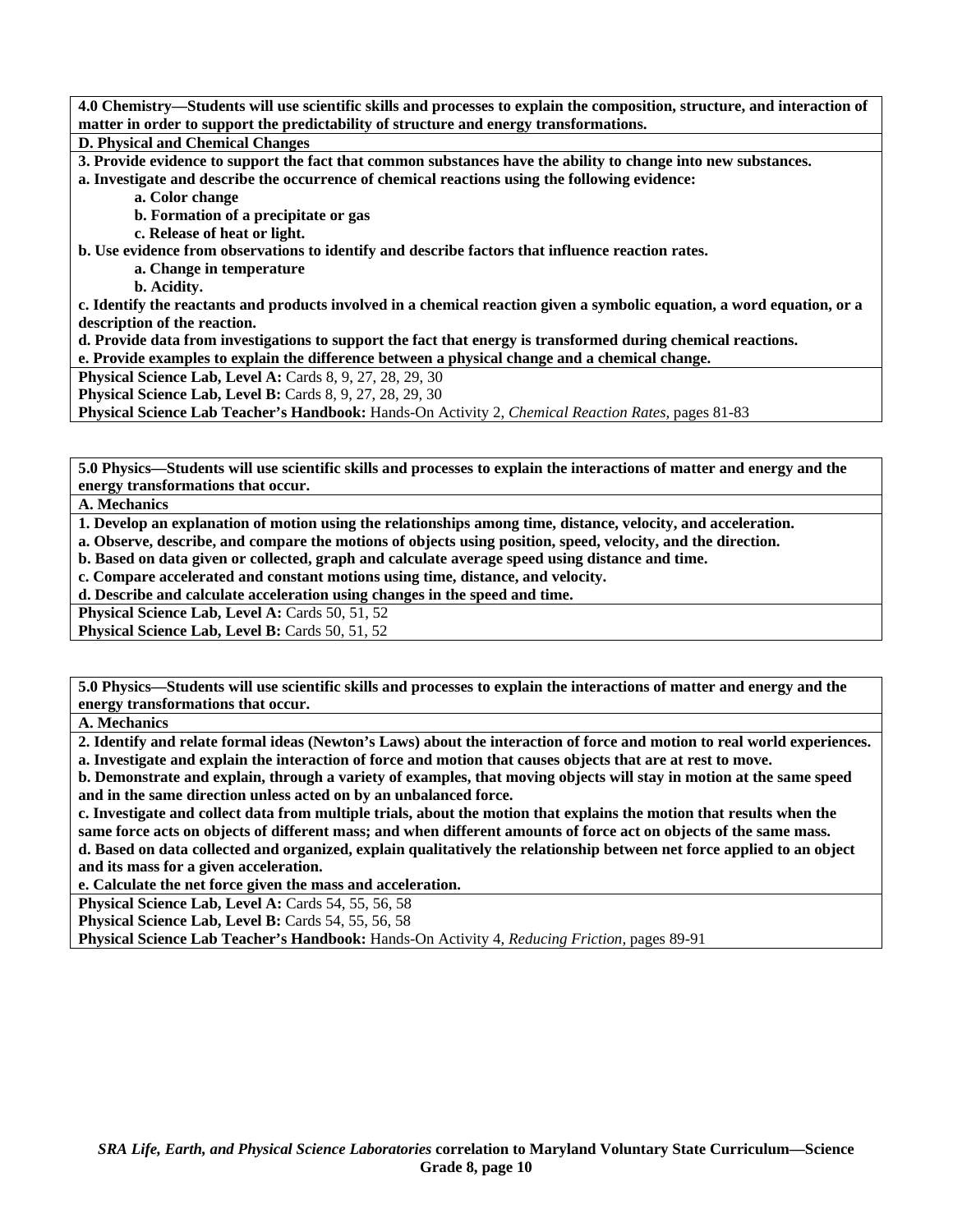**4.0 Chemistry—Students will use scientific skills and processes to explain the composition, structure, and interaction of matter in order to support the predictability of structure and energy transformations.**

**D. Physical and Chemical Changes**

**3. Provide evidence to support the fact that common substances have the ability to change into new substances.**

**a. Investigate and describe the occurrence of chemical reactions using the following evidence:**

- **a. Color change**
- **b. Formation of a precipitate or gas**
- **c. Release of heat or light.**

**b. Use evidence from observations to identify and describe factors that influence reaction rates.**

- **a. Change in temperature**
- **b. Acidity.**

**c. Identify the reactants and products involved in a chemical reaction given a symbolic equation, a word equation, or a description of the reaction.**

**d. Provide data from investigations to support the fact that energy is transformed during chemical reactions.**

**e. Provide examples to explain the difference between a physical change and a chemical change.**

**Physical Science Lab, Level A:** Cards 8, 9, 27, 28, 29, 30
**Physical Science Lab, Level B:** Cards 8, 9, 27, 28, 29, 30
**Physical Science Lab Teacher's Handbook:** Hands-On Activity 2, *Chemical Reaction Rates,* pages 81-83

**5.0 Physics—Students will use scientific skills and processes to explain the interactions of matter and energy and the energy transformations that occur.**

**A. Mechanics**

**1. Develop an explanation of motion using the relationships among time, distance, velocity, and acceleration.**

**a. Observe, describe, and compare the motions of objects using position, speed, velocity, and the direction.**

**b. Based on data given or collected, graph and calculate average speed using distance and time.**

**c. Compare accelerated and constant motions using time, distance, and velocity.**

**d. Describe and calculate acceleration using changes in the speed and time.**

**Physical Science Lab, Level A:** Cards 50, 51, 52
**Physical Science Lab, Level B:** Cards 50, 51, 52

**5.0 Physics—Students will use scientific skills and processes to explain the interactions of matter and energy and the energy transformations that occur.**

**A. Mechanics**

**2. Identify and relate formal ideas (Newton's Laws) about the interaction of force and motion to real world experiences.**

**a. Investigate and explain the interaction of force and motion that causes objects that are at rest to move.**

**b. Demonstrate and explain, through a variety of examples, that moving objects will stay in motion at the same speed and in the same direction unless acted on by an unbalanced force.**

**c. Investigate and collect data from multiple trials, about the motion that explains the motion that results when the same force acts on objects of different mass; and when different amounts of force act on objects of the same mass.**

**d. Based on data collected and organized, explain qualitatively the relationship between net force applied to an object and its mass for a given acceleration.**

**e. Calculate the net force given the mass and acceleration.**

**Physical Science Lab, Level A:** Cards 54, 55, 56, 58
**Physical Science Lab, Level B:** Cards 54, 55, 56, 58
**Physical Science Lab Teacher's Handbook:** Hands-On Activity 4, *Reducing Friction,* pages 89-91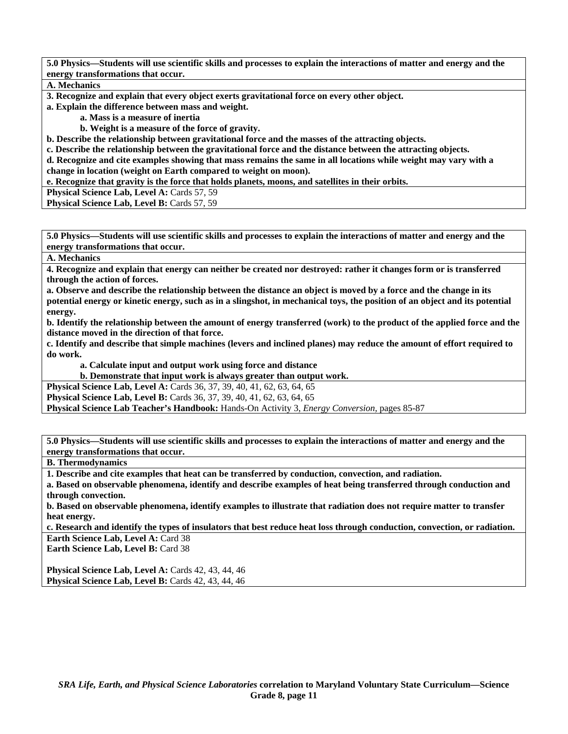**5.0 Physics—Students will use scientific skills and processes to explain the interactions of matter and energy and the energy transformations that occur.**

**A. Mechanics**

**3. Recognize and explain that every object exerts gravitational force on every other object.**

**a. Explain the difference between mass and weight.**

**a. Mass is a measure of inertia**

**b. Weight is a measure of the force of gravity.**

**b. Describe the relationship between gravitational force and the masses of the attracting objects.**

**c. Describe the relationship between the gravitational force and the distance between the attracting objects.**

**d. Recognize and cite examples showing that mass remains the same in all locations while weight may vary with a change in location (weight on Earth compared to weight on moon).**

**e. Recognize that gravity is the force that holds planets, moons, and satellites in their orbits.**

**Physical Science Lab, Level A:** Cards 57, 59

**Physical Science Lab, Level B:** Cards 57, 59

**5.0 Physics—Students will use scientific skills and processes to explain the interactions of matter and energy and the energy transformations that occur.**

**A. Mechanics**

**4. Recognize and explain that energy can neither be created nor destroyed: rather it changes form or is transferred through the action of forces.**

**a. Observe and describe the relationship between the distance an object is moved by a force and the change in its potential energy or kinetic energy, such as in a slingshot, in mechanical toys, the position of an object and its potential energy.**

**b. Identify the relationship between the amount of energy transferred (work) to the product of the applied force and the distance moved in the direction of that force.**

**c. Identify and describe that simple machines (levers and inclined planes) may reduce the amount of effort required to do work.**

**a. Calculate input and output work using force and distance**

**b. Demonstrate that input work is always greater than output work.**

**Physical Science Lab, Level A:** Cards 36, 37, 39, 40, 41, 62, 63, 64, 65

**Physical Science Lab, Level B:** Cards 36, 37, 39, 40, 41, 62, 63, 64, 65

**Physical Science Lab Teacher's Handbook:** Hands-On Activity 3, *Energy Conversion*, pages 85-87

**5.0 Physics—Students will use scientific skills and processes to explain the interactions of matter and energy and the energy transformations that occur.**

**B. Thermodynamics**

**1. Describe and cite examples that heat can be transferred by conduction, convection, and radiation.**

**a. Based on observable phenomena, identify and describe examples of heat being transferred through conduction and through convection.**

**b. Based on observable phenomena, identify examples to illustrate that radiation does not require matter to transfer heat energy.**

**c. Research and identify the types of insulators that best reduce heat loss through conduction, convection, or radiation.**

**Earth Science Lab, Level A:** Card 38

**Earth Science Lab, Level B:** Card 38

**Physical Science Lab, Level A:** Cards 42, 43, 44, 46

**Physical Science Lab, Level B:** Cards 42, 43, 44, 46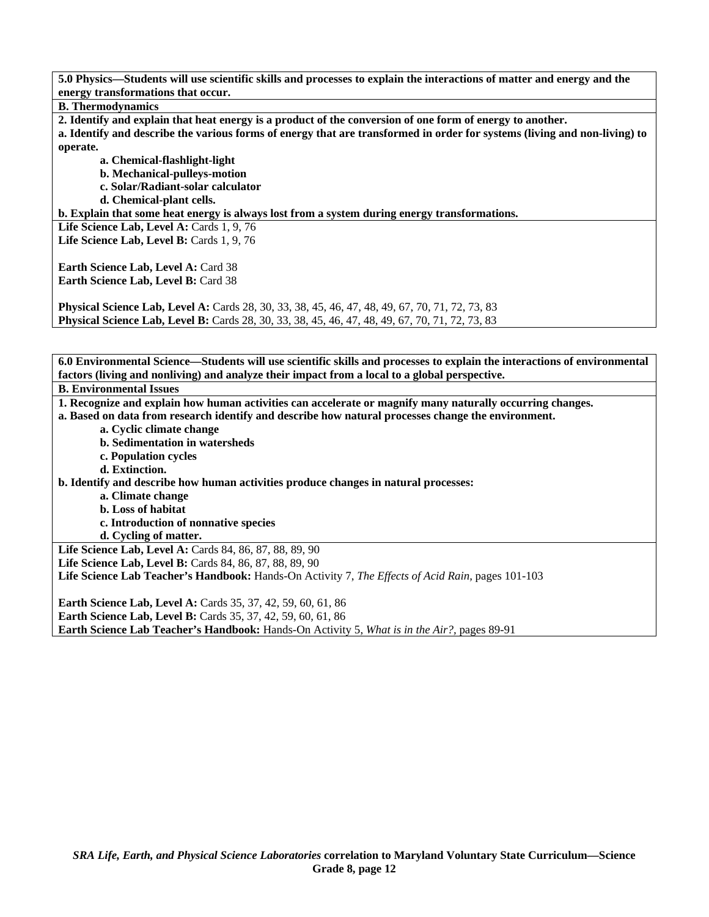**5.0 Physics—Students will use scientific skills and processes to explain the interactions of matter and energy and the energy transformations that occur.**

**B. Thermodynamics**

**2. Identify and explain that heat energy is a product of the conversion of one form of energy to another.**

**a. Identify and describe the various forms of energy that are transformed in order for systems (living and non-living) to operate.**

- **a. Chemical-flashlight-light**
- **b. Mechanical-pulleys-motion**
- **c. Solar/Radiant-solar calculator**
- **d. Chemical-plant cells.**

**b. Explain that some heat energy is always lost from a system during energy transformations.**

**Life Science Lab, Level A:** Cards 1, 9, 76
**Life Science Lab, Level B:** Cards 1, 9, 76

**Earth Science Lab, Level A:** Card 38
**Earth Science Lab, Level B:** Card 38

**Physical Science Lab, Level A:** Cards 28, 30, 33, 38, 45, 46, 47, 48, 49, 67, 70, 71, 72, 73, 83
**Physical Science Lab, Level B:** Cards 28, 30, 33, 38, 45, 46, 47, 48, 49, 67, 70, 71, 72, 73, 83

**6.0 Environmental Science—Students will use scientific skills and processes to explain the interactions of environmental factors (living and nonliving) and analyze their impact from a local to a global perspective.**

**B. Environmental Issues**

**1. Recognize and explain how human activities can accelerate or magnify many naturally occurring changes.**

**a. Based on data from research identify and describe how natural processes change the environment.**

- **a. Cyclic climate change**
- **b. Sedimentation in watersheds**
- **c. Population cycles**
- **d. Extinction.**

**b. Identify and describe how human activities produce changes in natural processes:**

- **a. Climate change**
- **b. Loss of habitat**
- **c. Introduction of nonnative species**
- **d. Cycling of matter.**

**Life Science Lab, Level A:** Cards 84, 86, 87, 88, 89, 90
**Life Science Lab, Level B:** Cards 84, 86, 87, 88, 89, 90
**Life Science Lab Teacher's Handbook:** Hands-On Activity 7, *The Effects of Acid Rain*, pages 101-103

**Earth Science Lab, Level A:** Cards 35, 37, 42, 59, 60, 61, 86
**Earth Science Lab, Level B:** Cards 35, 37, 42, 59, 60, 61, 86
**Earth Science Lab Teacher's Handbook:** Hands-On Activity 5, *What is in the Air?*, pages 89-91